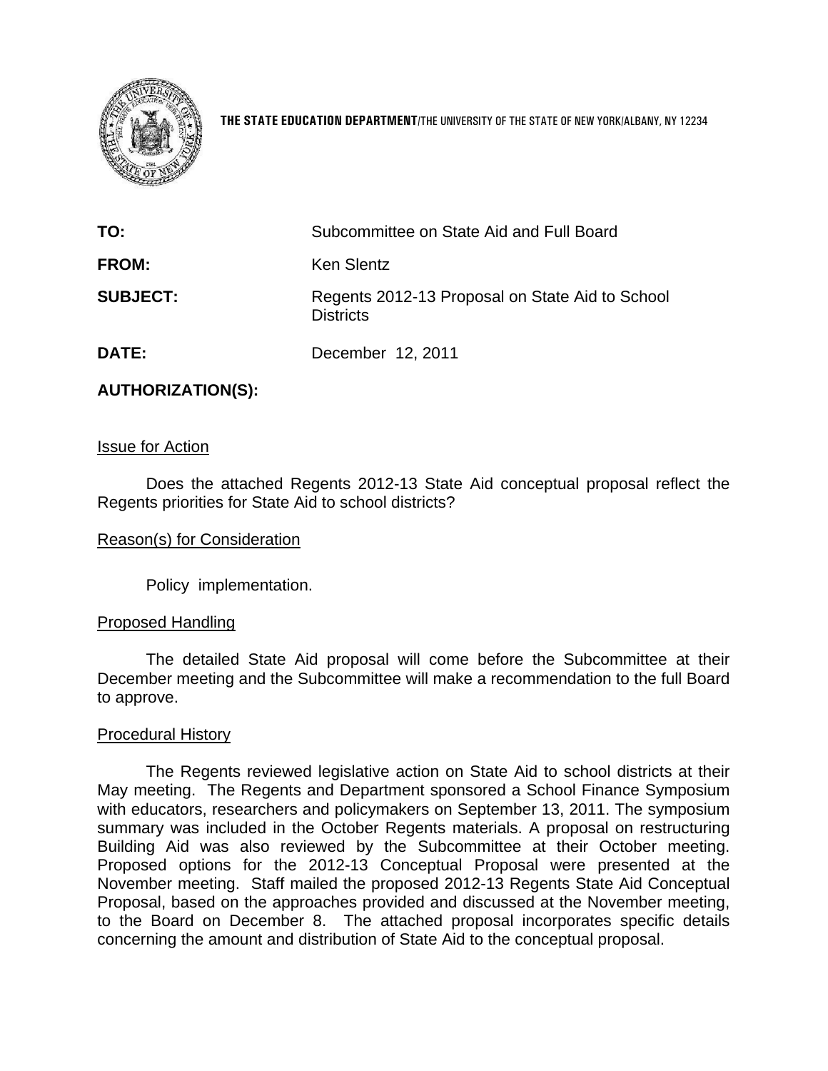**THE STATE EDUCATION DEPARTMENT**/THE UNIVERSITY OF THE STATE OF NEW YORK/ALBANY, NY 12234

| | |
|---|---|
| **TO:** | Subcommittee on State Aid and Full Board |
| **FROM:** | Ken Slentz |
| **SUBJECT:** | Regents 2012-13 Proposal on State Aid to School Districts |
| **DATE:** | December 12, 2011 |

**AUTHORIZATION(S):**

## Issue for Action

Does the attached Regents 2012-13 State Aid conceptual proposal reflect the Regents priorities for State Aid to school districts?

## Reason(s) for Consideration

Policy implementation.

## Proposed Handling

The detailed State Aid proposal will come before the Subcommittee at their December meeting and the Subcommittee will make a recommendation to the full Board to approve.

## Procedural History

The Regents reviewed legislative action on State Aid to school districts at their May meeting. The Regents and Department sponsored a School Finance Symposium with educators, researchers and policymakers on September 13, 2011. The symposium summary was included in the October Regents materials. A proposal on restructuring Building Aid was also reviewed by the Subcommittee at their October meeting. Proposed options for the 2012-13 Conceptual Proposal were presented at the November meeting. Staff mailed the proposed 2012-13 Regents State Aid Conceptual Proposal, based on the approaches provided and discussed at the November meeting, to the Board on December 8. The attached proposal incorporates specific details concerning the amount and distribution of State Aid to the conceptual proposal.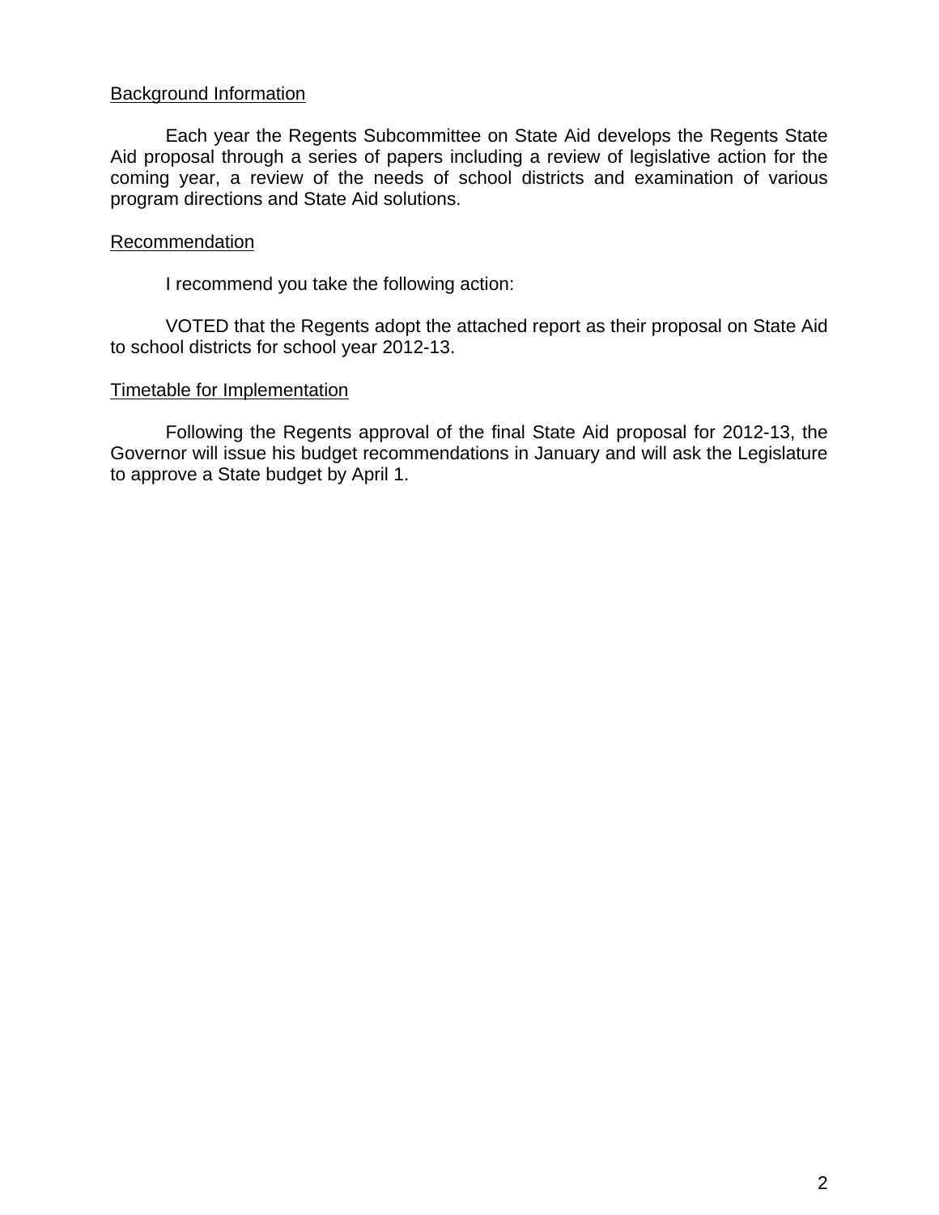<u>Background Information</u>

Each year the Regents Subcommittee on State Aid develops the Regents State Aid proposal through a series of papers including a review of legislative action for the coming year, a review of the needs of school districts and examination of various program directions and State Aid solutions.

<u>Recommendation</u>

I recommend you take the following action:

VOTED that the Regents adopt the attached report as their proposal on State Aid to school districts for school year 2012-13.

<u>Timetable for Implementation</u>

Following the Regents approval of the final State Aid proposal for 2012-13, the Governor will issue his budget recommendations in January and will ask the Legislature to approve a State budget by April 1.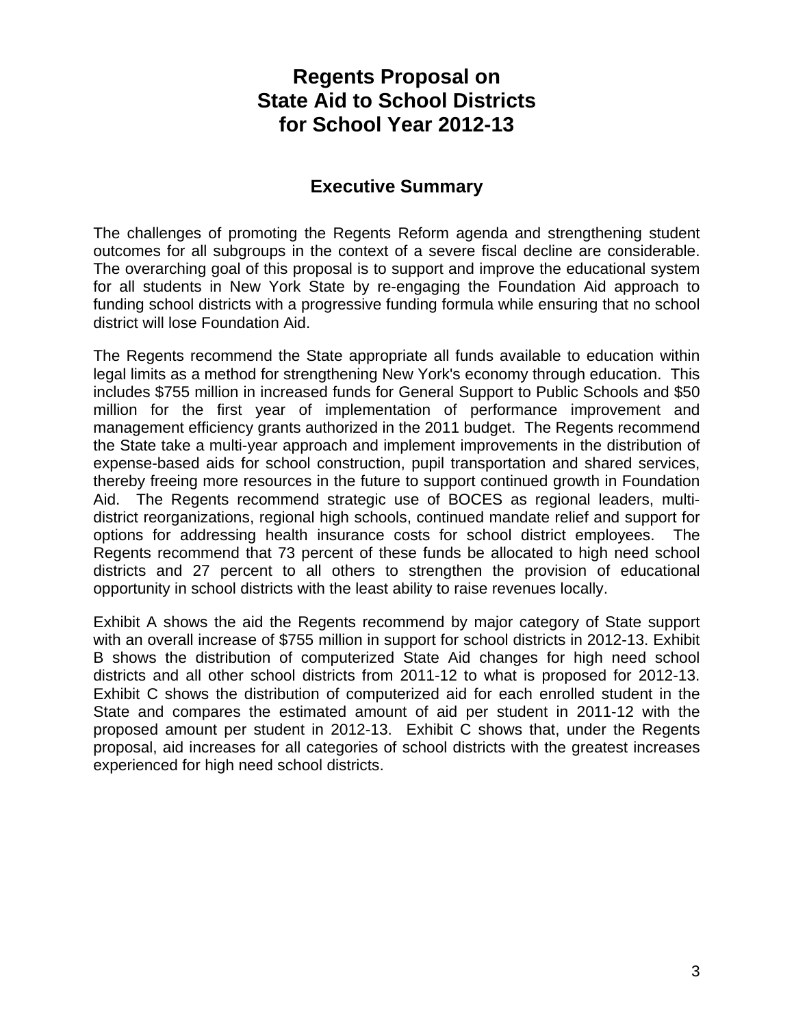# Regents Proposal on State Aid to School Districts for School Year 2012-13

## Executive Summary

The challenges of promoting the Regents Reform agenda and strengthening student outcomes for all subgroups in the context of a severe fiscal decline are considerable. The overarching goal of this proposal is to support and improve the educational system for all students in New York State by re-engaging the Foundation Aid approach to funding school districts with a progressive funding formula while ensuring that no school district will lose Foundation Aid.

The Regents recommend the State appropriate all funds available to education within legal limits as a method for strengthening New York's economy through education. This includes $755 million in increased funds for General Support to Public Schools and $50 million for the first year of implementation of performance improvement and management efficiency grants authorized in the 2011 budget. The Regents recommend the State take a multi-year approach and implement improvements in the distribution of expense-based aids for school construction, pupil transportation and shared services, thereby freeing more resources in the future to support continued growth in Foundation Aid. The Regents recommend strategic use of BOCES as regional leaders, multi-district reorganizations, regional high schools, continued mandate relief and support for options for addressing health insurance costs for school district employees. The Regents recommend that 73 percent of these funds be allocated to high need school districts and 27 percent to all others to strengthen the provision of educational opportunity in school districts with the least ability to raise revenues locally.

Exhibit A shows the aid the Regents recommend by major category of State support with an overall increase of $755 million in support for school districts in 2012-13. Exhibit B shows the distribution of computerized State Aid changes for high need school districts and all other school districts from 2011-12 to what is proposed for 2012-13. Exhibit C shows the distribution of computerized aid for each enrolled student in the State and compares the estimated amount of aid per student in 2011-12 with the proposed amount per student in 2012-13. Exhibit C shows that, under the Regents proposal, aid increases for all categories of school districts with the greatest increases experienced for high need school districts.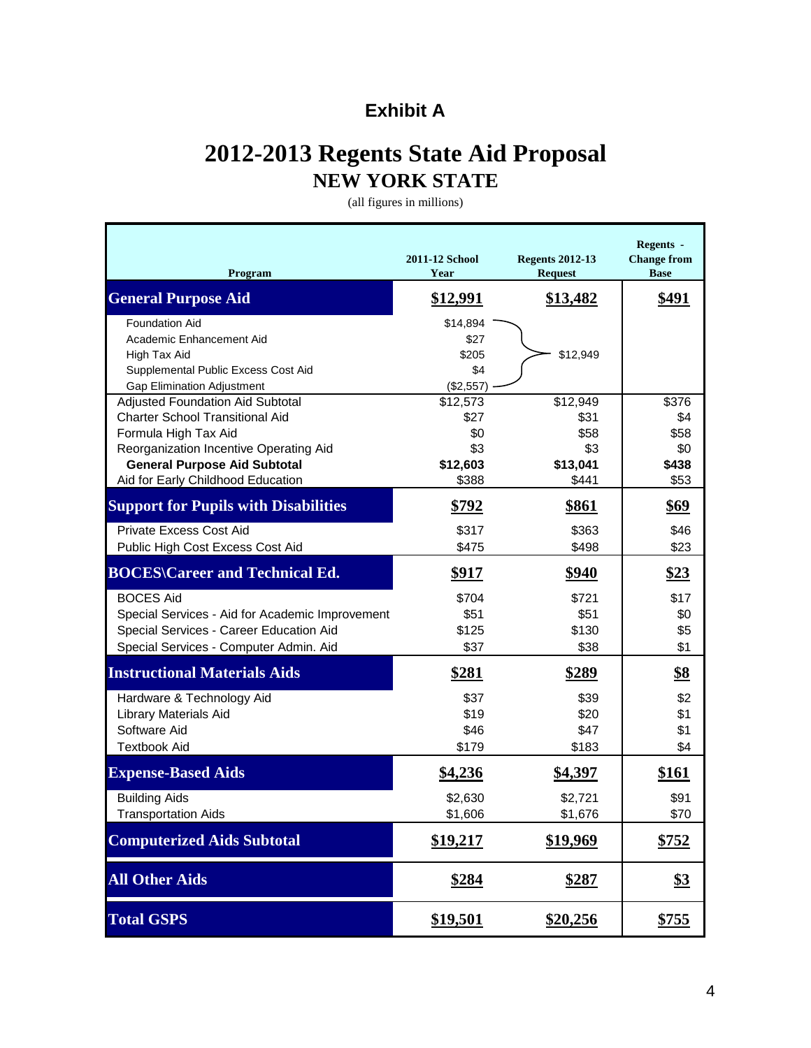## Exhibit A

# 2012-2013 Regents State Aid Proposal

## NEW YORK STATE

(all figures in millions)

| Program | 2011-12 School Year | Regents 2012-13 Request | Regents - Change from Base |
|---|---|---|---|
| **General Purpose Aid** | **$12,991** | **$13,482** | **$491** |
| Foundation Aid | $14,894 | | |
| Academic Enhancement Aid | $27 | | |
| High Tax Aid | $205 | $12,949 | |
| Supplemental Public Excess Cost Aid | $4 | | |
| Gap Elimination Adjustment | ($2,557) | | |
| Adjusted Foundation Aid Subtotal | $12,573 | $12,949 | $376 |
| Charter School Transitional Aid | $27 | $31 | $4 |
| Formula High Tax Aid | $0 | $58 | $58 |
| Reorganization Incentive Operating Aid | $3 | $3 | $0 |
| **General Purpose Aid Subtotal** | **$12,603** | **$13,041** | **$438** |
| Aid for Early Childhood Education | $388 | $441 | $53 |
| **Support for Pupils with Disabilities** | **$792** | **$861** | **$69** |
| Private Excess Cost Aid | $317 | $363 | $46 |
| Public High Cost Excess Cost Aid | $475 | $498 | $23 |
| **BOCES\Career and Technical Ed.** | **$917** | **$940** | **$23** |
| BOCES Aid | $704 | $721 | $17 |
| Special Services - Aid for Academic Improvement | $51 | $51 | $0 |
| Special Services - Career Education Aid | $125 | $130 | $5 |
| Special Services - Computer Admin. Aid | $37 | $38 | $1 |
| **Instructional Materials Aids** | **$281** | **$289** | **$8** |
| Hardware & Technology Aid | $37 | $39 | $2 |
| Library Materials Aid | $19 | $20 | $1 |
| Software Aid | $46 | $47 | $1 |
| Textbook Aid | $179 | $183 | $4 |
| **Expense-Based Aids** | **$4,236** | **$4,397** | **$161** |
| Building Aids | $2,630 | $2,721 | $91 |
| Transportation Aids | $1,606 | $1,676 | $70 |
| **Computerized Aids Subtotal** | **$19,217** | **$19,969** | **$752** |
| **All Other Aids** | **$284** | **$287** | **$3** |
| **Total GSPS** | **$19,501** | **$20,256** | **$755** |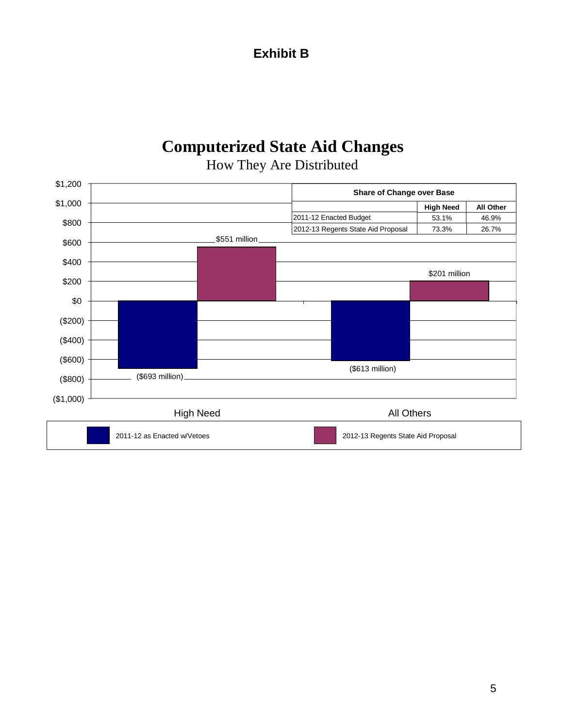**Exhibit B**

# Computerized State Aid Changes

How They Are Distributed

| Share of Change over Base | High Need | All Other |
|---|---|---|
| 2011-12 Enacted Budget | 53.1% | 46.9% |
| 2012-13 Regents State Aid Proposal | 73.3% | 26.7% |

| | 2011-12 as Enacted w/Vetoes | 2012-13 Regents State Aid Proposal |
|---|---|---|
| High Need | ($693 million) | $551 million |
| All Others | ($613 million) | $201 million |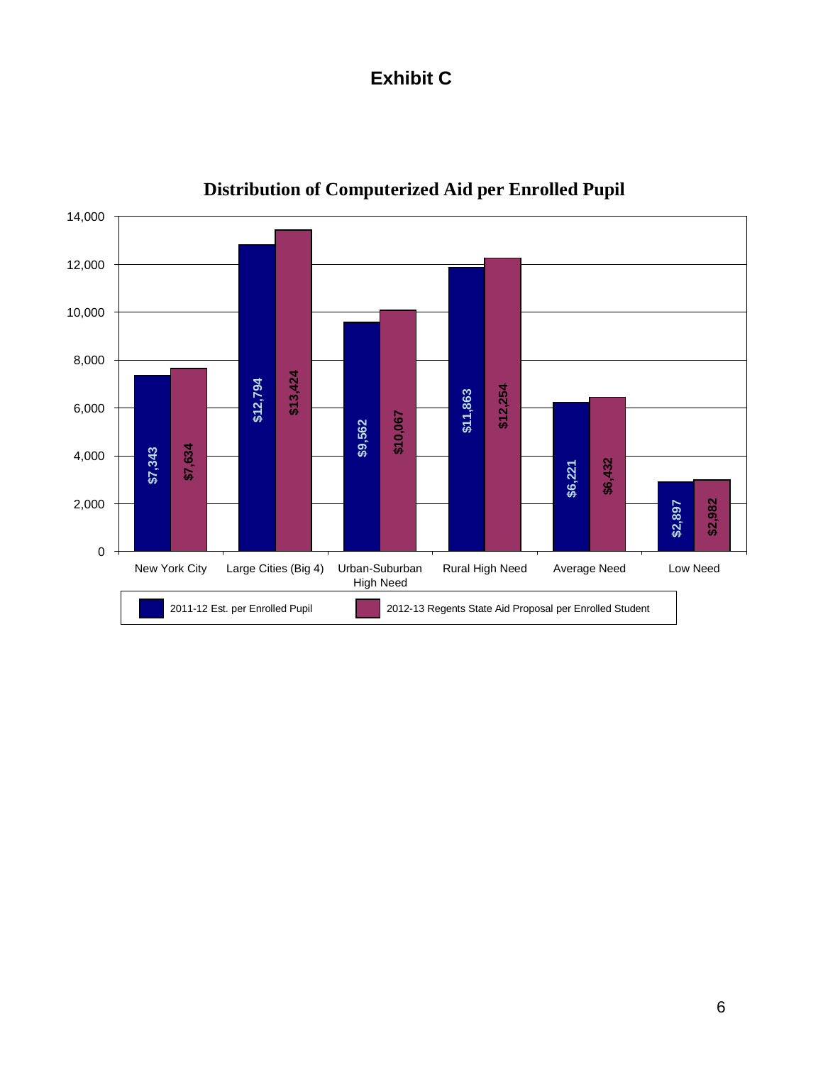# Exhibit C

## Distribution of Computerized Aid per Enrolled Pupil

| | 2011-12 Est. per Enrolled Pupil | 2012-13 Regents State Aid Proposal per Enrolled Student |
|---|---|---|
| New York City | $7,343 | $7,634 |
| Large Cities (Big 4) | $12,794 | $13,424 |
| Urban-Suburban High Need | $9,562 | $10,067 |
| Rural High Need | $11,863 | $12,254 |
| Average Need | $6,221 | $6,432 |
| Low Need | $2,897 | $2,982 |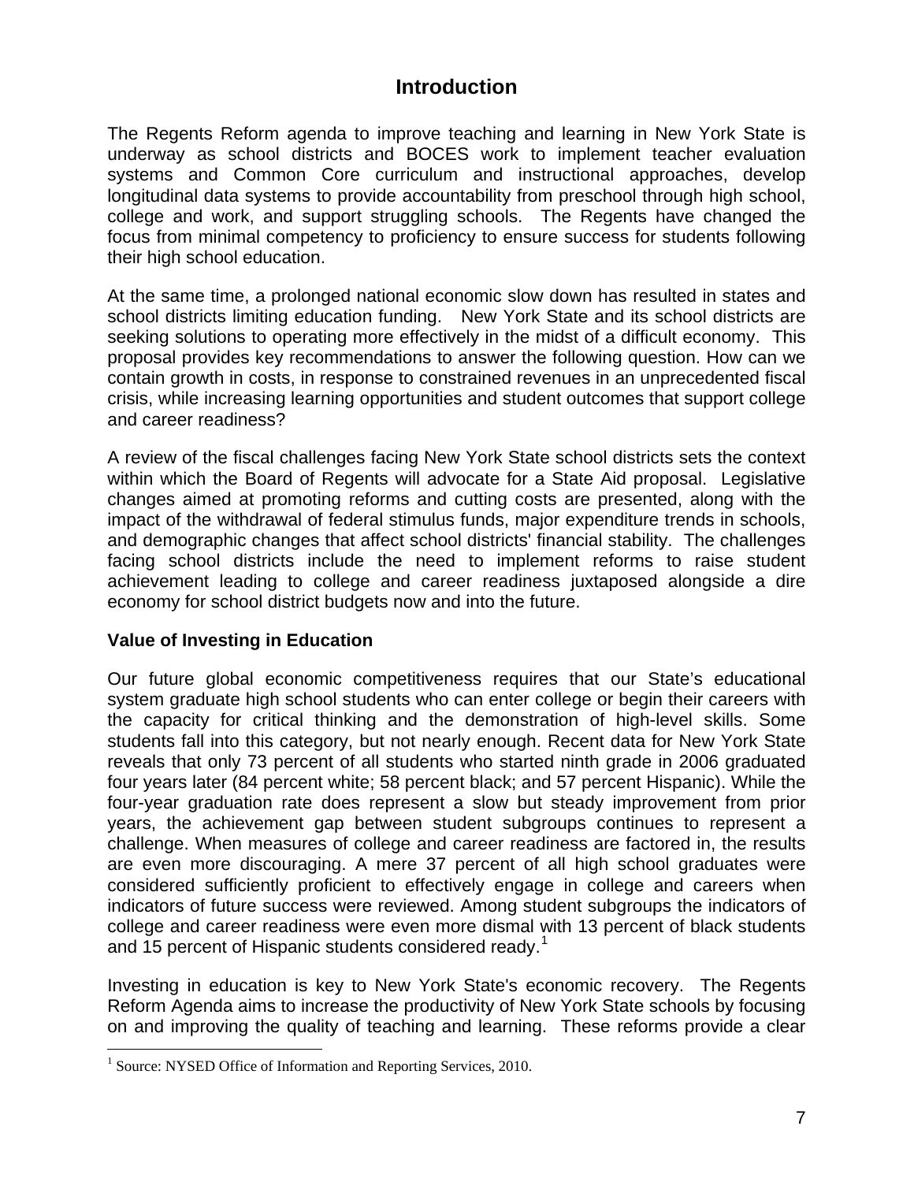# Introduction

The Regents Reform agenda to improve teaching and learning in New York State is underway as school districts and BOCES work to implement teacher evaluation systems and Common Core curriculum and instructional approaches, develop longitudinal data systems to provide accountability from preschool through high school, college and work, and support struggling schools. The Regents have changed the focus from minimal competency to proficiency to ensure success for students following their high school education.

At the same time, a prolonged national economic slow down has resulted in states and school districts limiting education funding. New York State and its school districts are seeking solutions to operating more effectively in the midst of a difficult economy. This proposal provides key recommendations to answer the following question. How can we contain growth in costs, in response to constrained revenues in an unprecedented fiscal crisis, while increasing learning opportunities and student outcomes that support college and career readiness?

A review of the fiscal challenges facing New York State school districts sets the context within which the Board of Regents will advocate for a State Aid proposal. Legislative changes aimed at promoting reforms and cutting costs are presented, along with the impact of the withdrawal of federal stimulus funds, major expenditure trends in schools, and demographic changes that affect school districts' financial stability. The challenges facing school districts include the need to implement reforms to raise student achievement leading to college and career readiness juxtaposed alongside a dire economy for school district budgets now and into the future.

### Value of Investing in Education

Our future global economic competitiveness requires that our State's educational system graduate high school students who can enter college or begin their careers with the capacity for critical thinking and the demonstration of high-level skills. Some students fall into this category, but not nearly enough. Recent data for New York State reveals that only 73 percent of all students who started ninth grade in 2006 graduated four years later (84 percent white; 58 percent black; and 57 percent Hispanic). While the four-year graduation rate does represent a slow but steady improvement from prior years, the achievement gap between student subgroups continues to represent a challenge. When measures of college and career readiness are factored in, the results are even more discouraging. A mere 37 percent of all high school graduates were considered sufficiently proficient to effectively engage in college and careers when indicators of future success were reviewed. Among student subgroups the indicators of college and career readiness were even more dismal with 13 percent of black students and 15 percent of Hispanic students considered ready.[1]

Investing in education is key to New York State's economic recovery. The Regents Reform Agenda aims to increase the productivity of New York State schools by focusing on and improving the quality of teaching and learning. These reforms provide a clear

[1] Source: NYSED Office of Information and Reporting Services, 2010.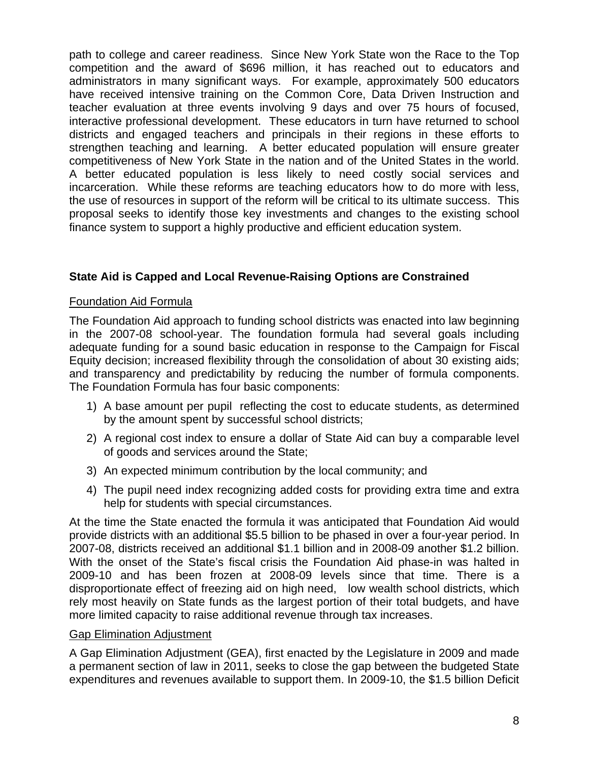path to college and career readiness. Since New York State won the Race to the Top competition and the award of $696 million, it has reached out to educators and administrators in many significant ways. For example, approximately 500 educators have received intensive training on the Common Core, Data Driven Instruction and teacher evaluation at three events involving 9 days and over 75 hours of focused, interactive professional development. These educators in turn have returned to school districts and engaged teachers and principals in their regions in these efforts to strengthen teaching and learning. A better educated population will ensure greater competitiveness of New York State in the nation and of the United States in the world. A better educated population is less likely to need costly social services and incarceration. While these reforms are teaching educators how to do more with less, the use of resources in support of the reform will be critical to its ultimate success. This proposal seeks to identify those key investments and changes to the existing school finance system to support a highly productive and efficient education system.

## State Aid is Capped and Local Revenue-Raising Options are Constrained

### Foundation Aid Formula

The Foundation Aid approach to funding school districts was enacted into law beginning in the 2007-08 school-year. The foundation formula had several goals including adequate funding for a sound basic education in response to the Campaign for Fiscal Equity decision; increased flexibility through the consolidation of about 30 existing aids; and transparency and predictability by reducing the number of formula components. The Foundation Formula has four basic components:

1) A base amount per pupil reflecting the cost to educate students, as determined by the amount spent by successful school districts;
2) A regional cost index to ensure a dollar of State Aid can buy a comparable level of goods and services around the State;
3) An expected minimum contribution by the local community; and
4) The pupil need index recognizing added costs for providing extra time and extra help for students with special circumstances.

At the time the State enacted the formula it was anticipated that Foundation Aid would provide districts with an additional $5.5 billion to be phased in over a four-year period. In 2007-08, districts received an additional $1.1 billion and in 2008-09 another $1.2 billion. With the onset of the State's fiscal crisis the Foundation Aid phase-in was halted in 2009-10 and has been frozen at 2008-09 levels since that time. There is a disproportionate effect of freezing aid on high need, low wealth school districts, which rely most heavily on State funds as the largest portion of their total budgets, and have more limited capacity to raise additional revenue through tax increases.

### Gap Elimination Adjustment

A Gap Elimination Adjustment (GEA), first enacted by the Legislature in 2009 and made a permanent section of law in 2011, seeks to close the gap between the budgeted State expenditures and revenues available to support them. In 2009-10, the $1.5 billion Deficit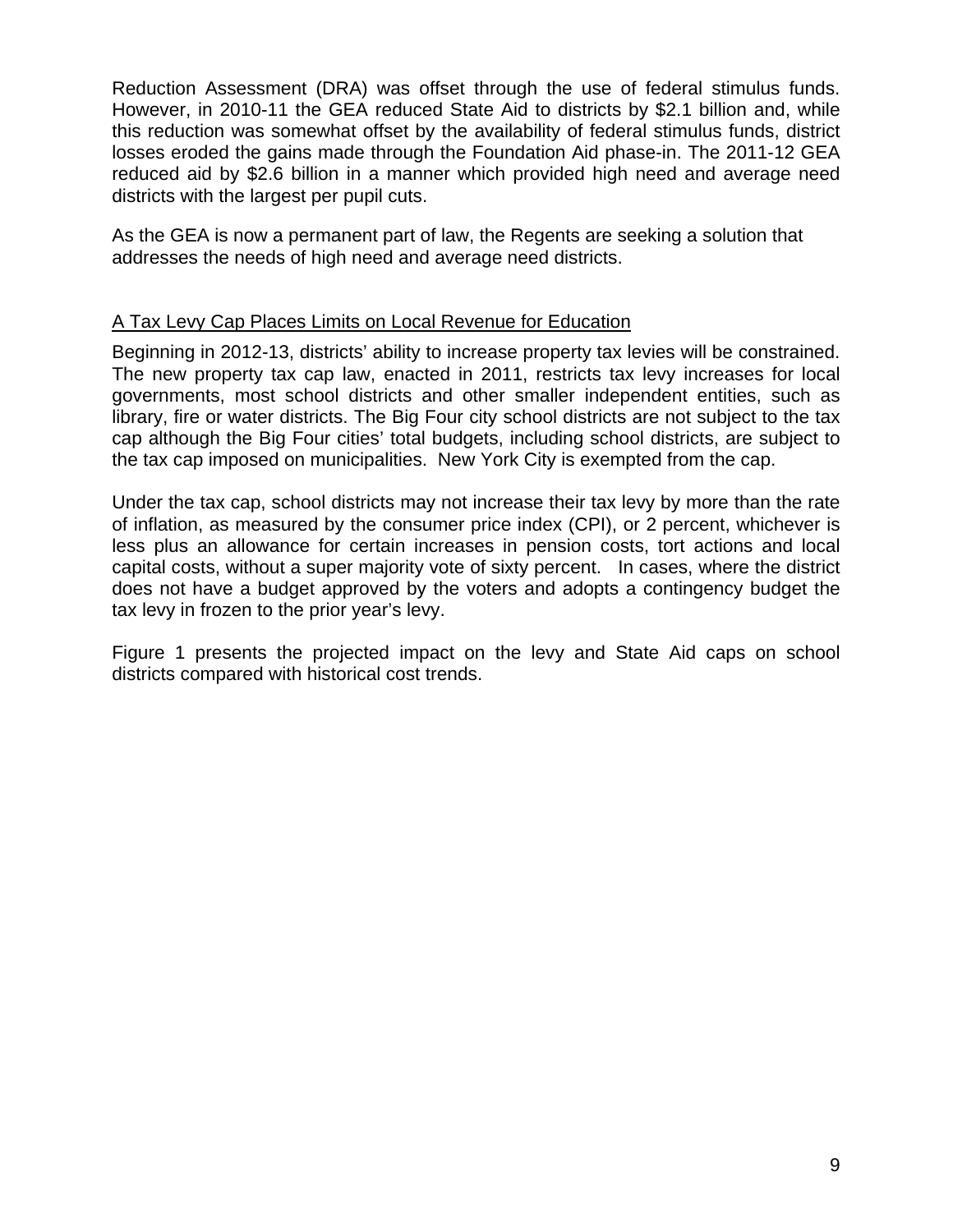Reduction Assessment (DRA) was offset through the use of federal stimulus funds. However, in 2010-11 the GEA reduced State Aid to districts by $2.1 billion and, while this reduction was somewhat offset by the availability of federal stimulus funds, district losses eroded the gains made through the Foundation Aid phase-in. The 2011-12 GEA reduced aid by $2.6 billion in a manner which provided high need and average need districts with the largest per pupil cuts.

As the GEA is now a permanent part of law, the Regents are seeking a solution that addresses the needs of high need and average need districts.

<u>A Tax Levy Cap Places Limits on Local Revenue for Education</u>

Beginning in 2012-13, districts' ability to increase property tax levies will be constrained. The new property tax cap law, enacted in 2011, restricts tax levy increases for local governments, most school districts and other smaller independent entities, such as library, fire or water districts. The Big Four city school districts are not subject to the tax cap although the Big Four cities' total budgets, including school districts, are subject to the tax cap imposed on municipalities. New York City is exempted from the cap.

Under the tax cap, school districts may not increase their tax levy by more than the rate of inflation, as measured by the consumer price index (CPI), or 2 percent, whichever is less plus an allowance for certain increases in pension costs, tort actions and local capital costs, without a super majority vote of sixty percent. In cases, where the district does not have a budget approved by the voters and adopts a contingency budget the tax levy in frozen to the prior year's levy.

Figure 1 presents the projected impact on the levy and State Aid caps on school districts compared with historical cost trends.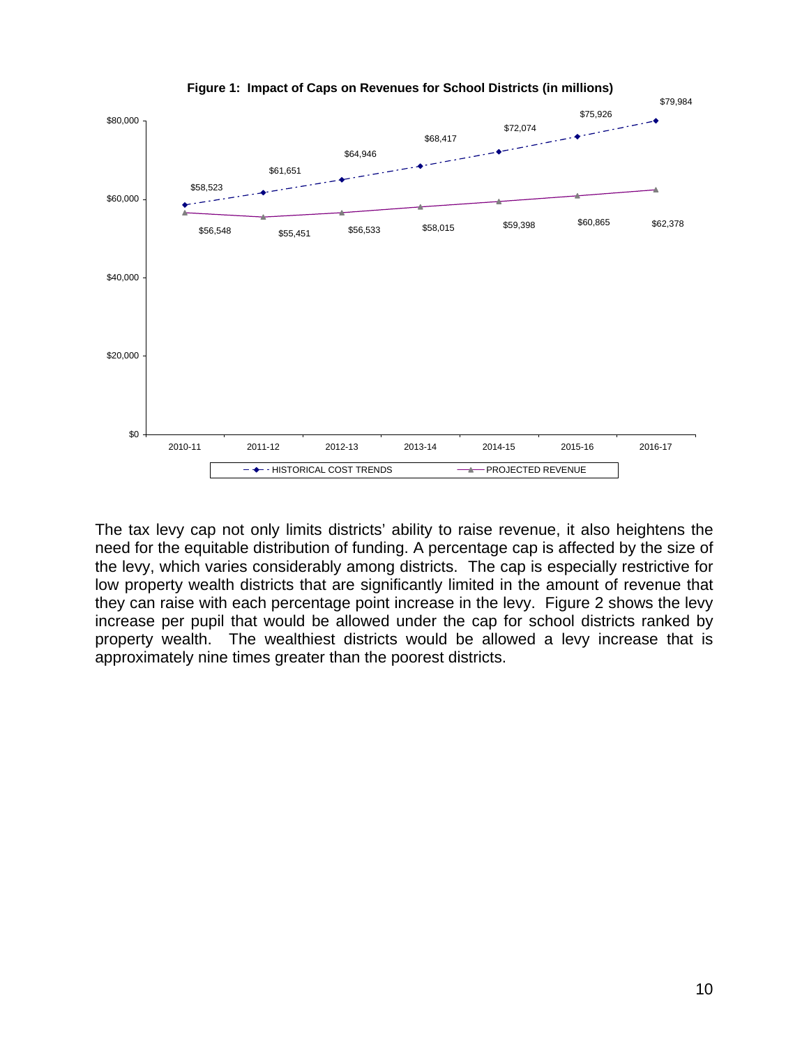**Figure 1: Impact of Caps on Revenues for School Districts (in millions)**

| | 2010-11 | 2011-12 | 2012-13 | 2013-14 | 2014-15 | 2015-16 | 2016-17 |
|---|---|---|---|---|---|---|---|
| HISTORICAL COST TRENDS | $58,523 | $61,651 | $64,946 | $68,417 | $72,074 | $75,926 | $79,984 |
| PROJECTED REVENUE | $56,548 | $55,451 | $56,533 | $58,015 | $59,398 | $60,865 | $62,378 |

The tax levy cap not only limits districts' ability to raise revenue, it also heightens the need for the equitable distribution of funding. A percentage cap is affected by the size of the levy, which varies considerably among districts. The cap is especially restrictive for low property wealth districts that are significantly limited in the amount of revenue that they can raise with each percentage point increase in the levy. Figure 2 shows the levy increase per pupil that would be allowed under the cap for school districts ranked by property wealth. The wealthiest districts would be allowed a levy increase that is approximately nine times greater than the poorest districts.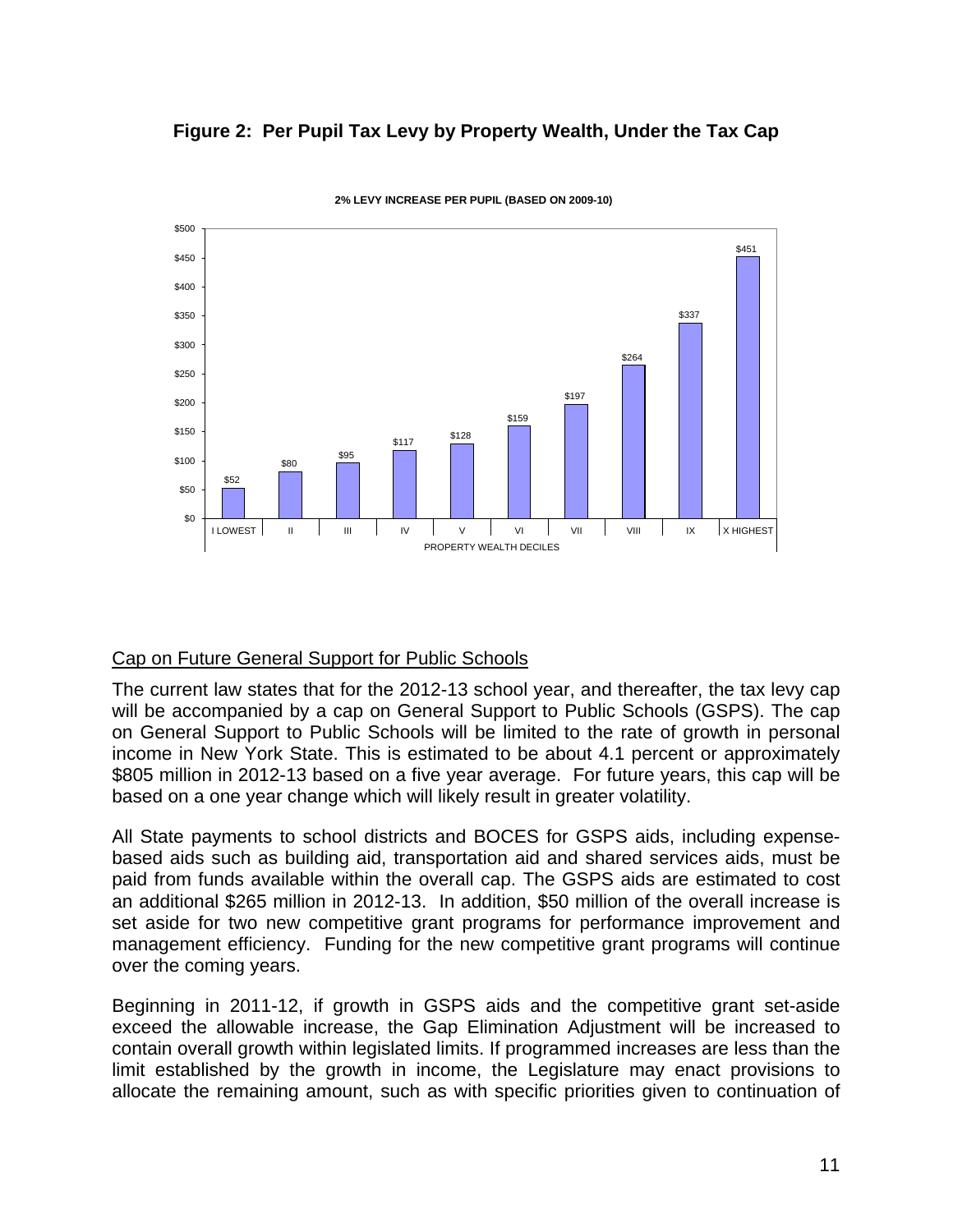**Figure 2: Per Pupil Tax Levy by Property Wealth, Under the Tax Cap**

2% LEVY INCREASE PER PUPIL (BASED ON 2009-10)

| PROPERTY WEALTH DECILES | 2% Levy Increase Per Pupil |
|---|---|
| I LOWEST | $52 |
| II | $80 |
| III | $95 |
| IV | $117 |
| V | $128 |
| VI | $159 |
| VII | $197 |
| VIII | $264 |
| IX | $337 |
| X HIGHEST | $451 |

Cap on Future General Support for Public Schools

The current law states that for the 2012-13 school year, and thereafter, the tax levy cap will be accompanied by a cap on General Support to Public Schools (GSPS). The cap on General Support to Public Schools will be limited to the rate of growth in personal income in New York State. This is estimated to be about 4.1 percent or approximately $805 million in 2012-13 based on a five year average. For future years, this cap will be based on a one year change which will likely result in greater volatility.

All State payments to school districts and BOCES for GSPS aids, including expense-based aids such as building aid, transportation aid and shared services aids, must be paid from funds available within the overall cap. The GSPS aids are estimated to cost an additional $265 million in 2012-13. In addition, $50 million of the overall increase is set aside for two new competitive grant programs for performance improvement and management efficiency. Funding for the new competitive grant programs will continue over the coming years.

Beginning in 2011-12, if growth in GSPS aids and the competitive grant set-aside exceed the allowable increase, the Gap Elimination Adjustment will be increased to contain overall growth within legislated limits. If programmed increases are less than the limit established by the growth in income, the Legislature may enact provisions to allocate the remaining amount, such as with specific priorities given to continuation of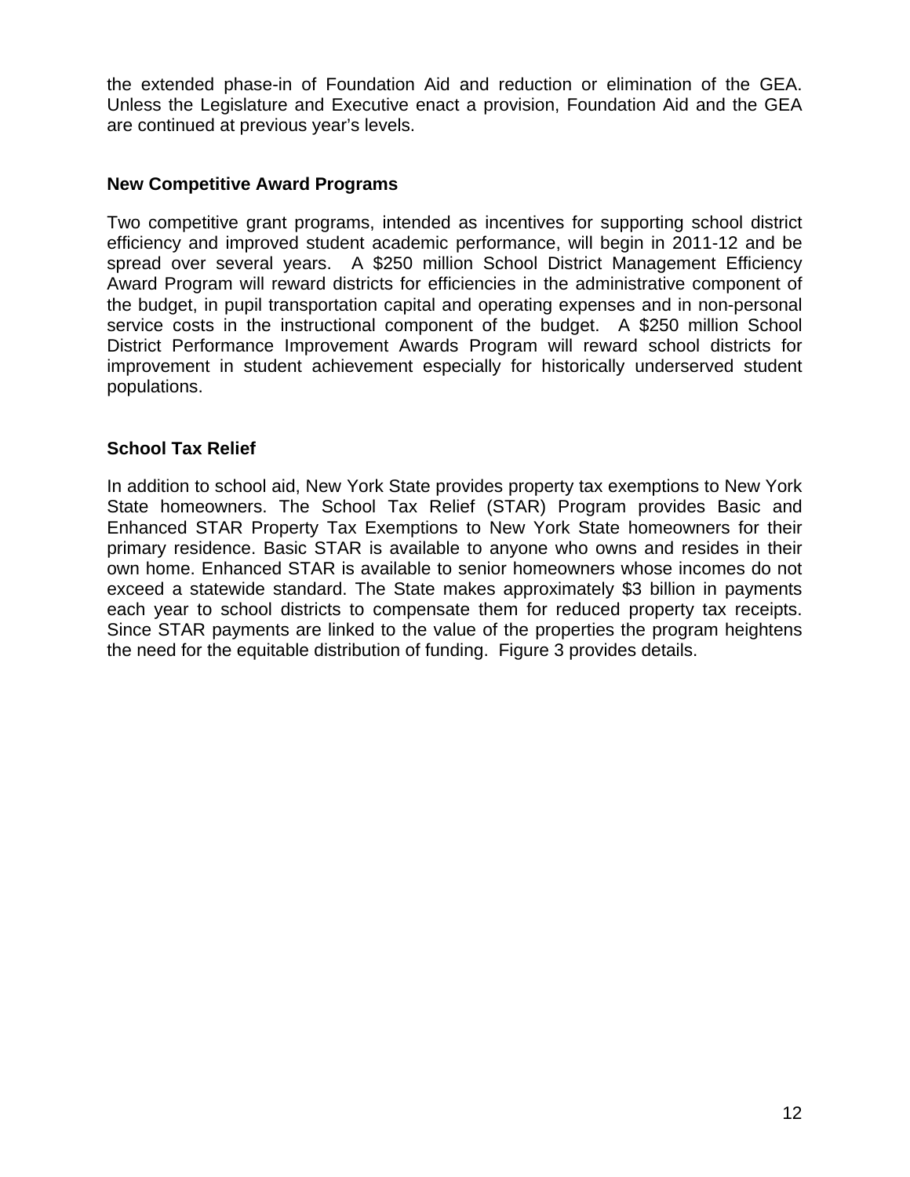the extended phase-in of Foundation Aid and reduction or elimination of the GEA. Unless the Legislature and Executive enact a provision, Foundation Aid and the GEA are continued at previous year's levels.

### New Competitive Award Programs

Two competitive grant programs, intended as incentives for supporting school district efficiency and improved student academic performance, will begin in 2011-12 and be spread over several years. A $250 million School District Management Efficiency Award Program will reward districts for efficiencies in the administrative component of the budget, in pupil transportation capital and operating expenses and in non-personal service costs in the instructional component of the budget. A $250 million School District Performance Improvement Awards Program will reward school districts for improvement in student achievement especially for historically underserved student populations.

### School Tax Relief

In addition to school aid, New York State provides property tax exemptions to New York State homeowners. The School Tax Relief (STAR) Program provides Basic and Enhanced STAR Property Tax Exemptions to New York State homeowners for their primary residence. Basic STAR is available to anyone who owns and resides in their own home. Enhanced STAR is available to senior homeowners whose incomes do not exceed a statewide standard. The State makes approximately $3 billion in payments each year to school districts to compensate them for reduced property tax receipts. Since STAR payments are linked to the value of the properties the program heightens the need for the equitable distribution of funding. Figure 3 provides details.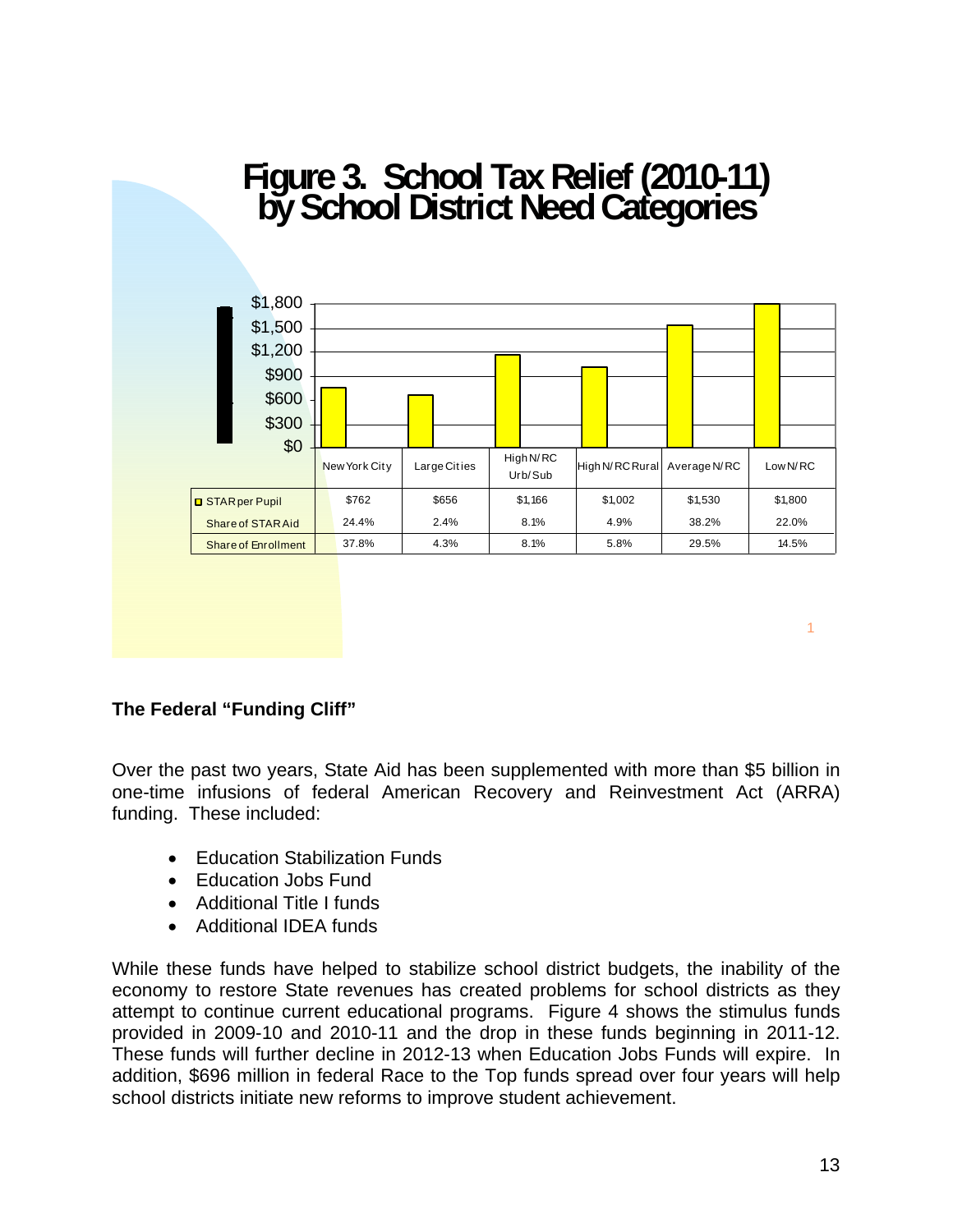## Figure 3. School Tax Relief (2010-11) by School District Need Categories

| | New York City | Large Cities | High N/RC Urb/Sub | High N/RC Rural | Average N/RC | Low N/RC |
|---|---|---|---|---|---|---|
| STAR per Pupil | $762 | $656 | $1,166 | $1,002 | $1,530 | $1,800 |
| Share of STAR Aid | 24.4% | 2.4% | 8.1% | 4.9% | 38.2% | 22.0% |
| Share of Enrollment | 37.8% | 4.3% | 8.1% | 5.8% | 29.5% | 14.5% |

### The Federal "Funding Cliff"

Over the past two years, State Aid has been supplemented with more than $5 billion in one-time infusions of federal American Recovery and Reinvestment Act (ARRA) funding. These included:

- Education Stabilization Funds
- Education Jobs Fund
- Additional Title I funds
- Additional IDEA funds

While these funds have helped to stabilize school district budgets, the inability of the economy to restore State revenues has created problems for school districts as they attempt to continue current educational programs. Figure 4 shows the stimulus funds provided in 2009-10 and 2010-11 and the drop in these funds beginning in 2011-12. These funds will further decline in 2012-13 when Education Jobs Funds will expire. In addition, $696 million in federal Race to the Top funds spread over four years will help school districts initiate new reforms to improve student achievement.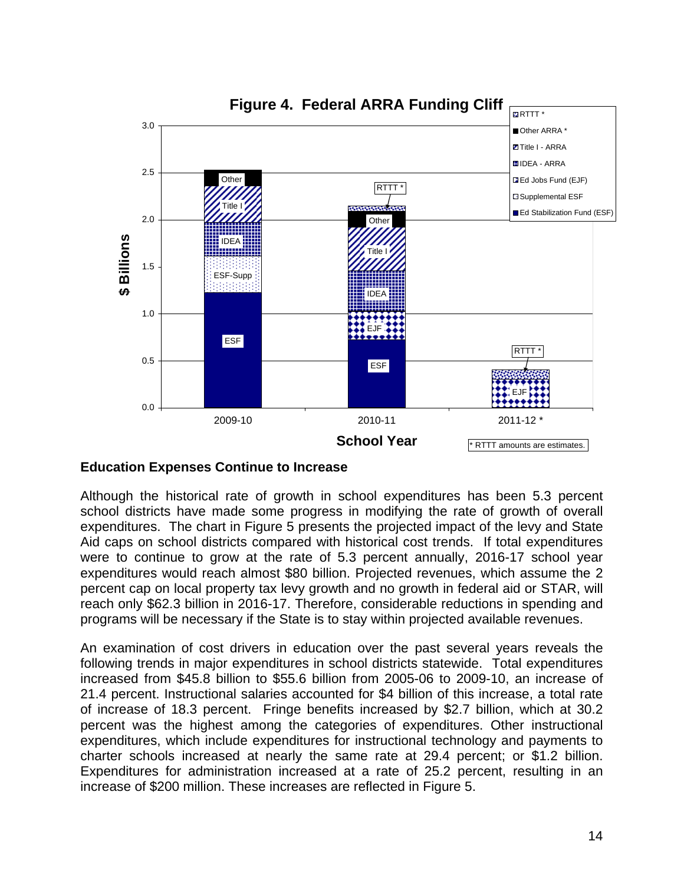**Figure 4. Federal ARRA Funding Cliff**

**Education Expenses Continue to Increase**

Although the historical rate of growth in school expenditures has been 5.3 percent school districts have made some progress in modifying the rate of growth of overall expenditures. The chart in Figure 5 presents the projected impact of the levy and State Aid caps on school districts compared with historical cost trends. If total expenditures were to continue to grow at the rate of 5.3 percent annually, 2016-17 school year expenditures would reach almost $80 billion. Projected revenues, which assume the 2 percent cap on local property tax levy growth and no growth in federal aid or STAR, will reach only $62.3 billion in 2016-17. Therefore, considerable reductions in spending and programs will be necessary if the State is to stay within projected available revenues.

An examination of cost drivers in education over the past several years reveals the following trends in major expenditures in school districts statewide. Total expenditures increased from $45.8 billion to $55.6 billion from 2005-06 to 2009-10, an increase of 21.4 percent. Instructional salaries accounted for $4 billion of this increase, a total rate of increase of 18.3 percent. Fringe benefits increased by $2.7 billion, which at 30.2 percent was the highest among the categories of expenditures. Other instructional expenditures, which include expenditures for instructional technology and payments to charter schools increased at nearly the same rate at 29.4 percent; or $1.2 billion. Expenditures for administration increased at a rate of 25.2 percent, resulting in an increase of $200 million. These increases are reflected in Figure 5.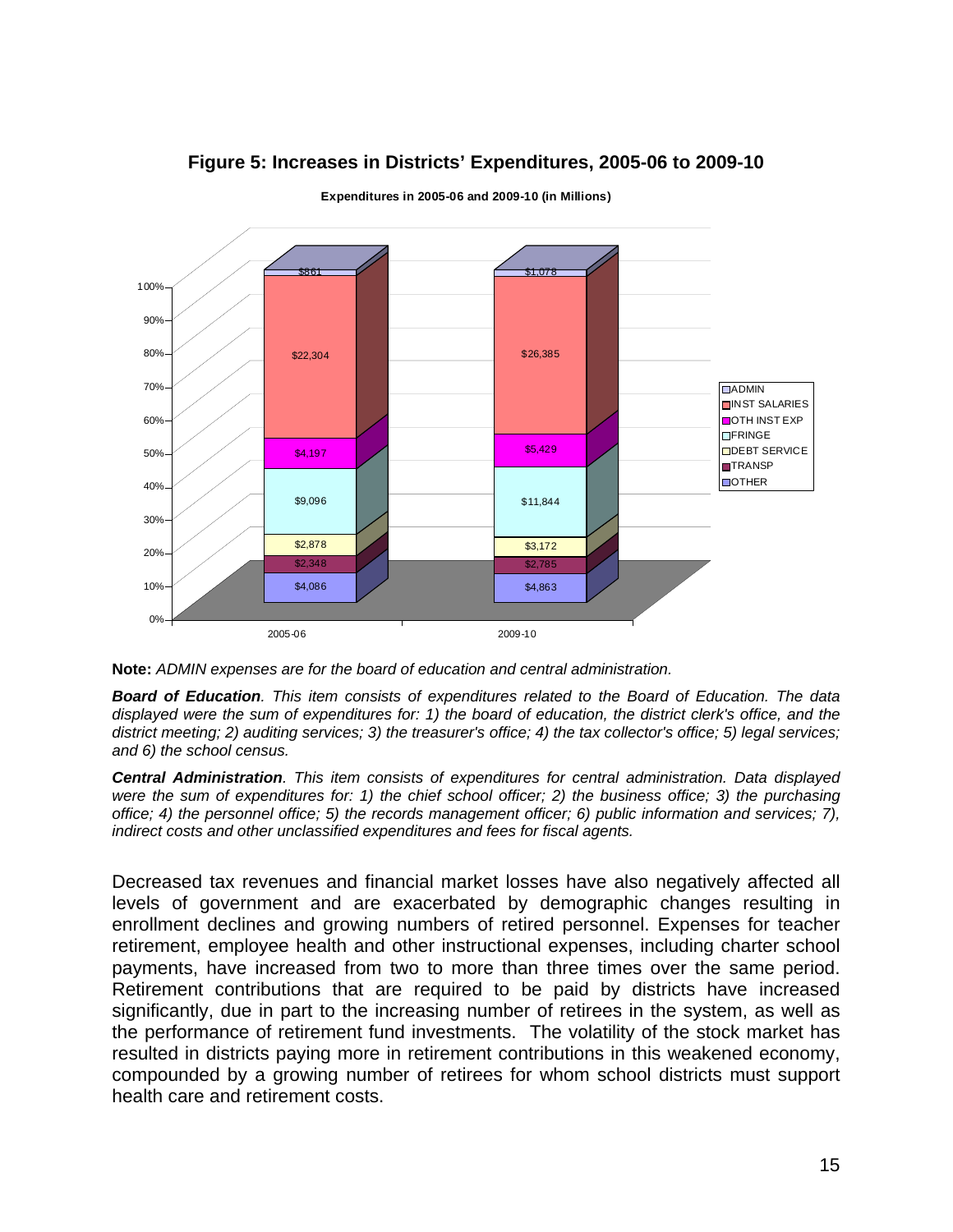**Figure 5: Increases in Districts' Expenditures, 2005-06 to 2009-10**

**Expenditures in 2005-06 and 2009-10 (in Millions)**

| Category | 2005-06 | 2009-10 |
|---|---|---|
| ADMIN | $861 | $1,078 |
| INST SALARIES | $22,304 | $26,385 |
| OTH INST EXP | $4,197 | $5,429 |
| FRINGE | $9,096 | $11,844 |
| DEBT SERVICE | $2,878 | $3,172 |
| TRANSP | $2,348 | $2,785 |
| OTHER | $4,086 | $4,863 |

**Note:** *ADMIN expenses are for the board of education and central administration.*

***Board of Education**. This item consists of expenditures related to the Board of Education. The data displayed were the sum of expenditures for: 1) the board of education, the district clerk's office, and the district meeting; 2) auditing services; 3) the treasurer's office; 4) the tax collector's office; 5) legal services; and 6) the school census.*

***Central Administration**. This item consists of expenditures for central administration. Data displayed were the sum of expenditures for: 1) the chief school officer; 2) the business office; 3) the purchasing office; 4) the personnel office; 5) the records management officer; 6) public information and services; 7), indirect costs and other unclassified expenditures and fees for fiscal agents.*

Decreased tax revenues and financial market losses have also negatively affected all levels of government and are exacerbated by demographic changes resulting in enrollment declines and growing numbers of retired personnel. Expenses for teacher retirement, employee health and other instructional expenses, including charter school payments, have increased from two to more than three times over the same period. Retirement contributions that are required to be paid by districts have increased significantly, due in part to the increasing number of retirees in the system, as well as the performance of retirement fund investments. The volatility of the stock market has resulted in districts paying more in retirement contributions in this weakened economy, compounded by a growing number of retirees for whom school districts must support health care and retirement costs.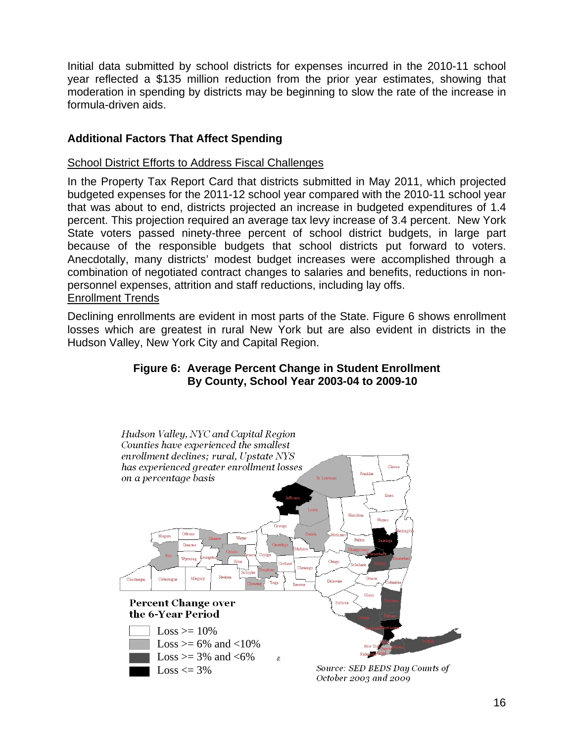Initial data submitted by school districts for expenses incurred in the 2010-11 school year reflected a $135 million reduction from the prior year estimates, showing that moderation in spending by districts may be beginning to slow the rate of the increase in formula-driven aids.

## Additional Factors That Affect Spending

School District Efforts to Address Fiscal Challenges

In the Property Tax Report Card that districts submitted in May 2011, which projected budgeted expenses for the 2011-12 school year compared with the 2010-11 school year that was about to end, districts projected an increase in budgeted expenditures of 1.4 percent. This projection required an average tax levy increase of 3.4 percent. New York State voters passed ninety-three percent of school district budgets, in large part because of the responsible budgets that school districts put forward to voters. Anecdotally, many districts' modest budget increases were accomplished through a combination of negotiated contract changes to salaries and benefits, reductions in non-personnel expenses, attrition and staff reductions, including lay offs.

Enrollment Trends

Declining enrollments are evident in most parts of the State. Figure 6 shows enrollment losses which are greatest in rural New York but are also evident in districts in the Hudson Valley, New York City and Capital Region.

**Figure 6: Average Percent Change in Student Enrollment By County, School Year 2003-04 to 2009-10**

*Hudson Valley, NYC and Capital Region Counties have experienced the smallest enrollment declines; rural, Upstate NYS has experienced greater enrollment losses on a percentage basis*

**Percent Change over the 6-Year Period**

- Loss >= 10%
- Loss >= 6% and <10%
- Loss >= 3% and <6%
- Loss <= 3%

*Source: SED BEDS Day Counts of October 2003 and 2009*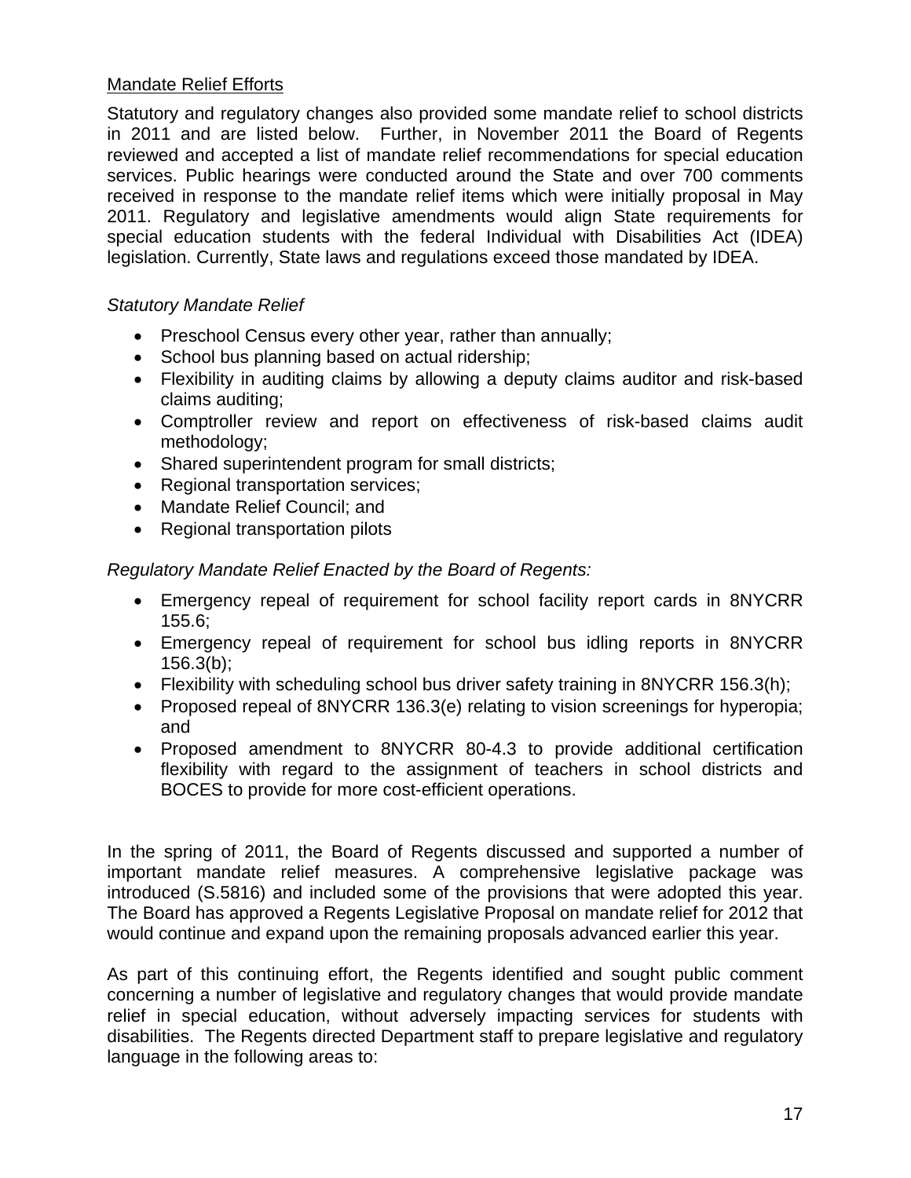## Mandate Relief Efforts

Statutory and regulatory changes also provided some mandate relief to school districts in 2011 and are listed below. Further, in November 2011 the Board of Regents reviewed and accepted a list of mandate relief recommendations for special education services. Public hearings were conducted around the State and over 700 comments received in response to the mandate relief items which were initially proposal in May 2011. Regulatory and legislative amendments would align State requirements for special education students with the federal Individual with Disabilities Act (IDEA) legislation. Currently, State laws and regulations exceed those mandated by IDEA.

*Statutory Mandate Relief*

- Preschool Census every other year, rather than annually;
- School bus planning based on actual ridership;
- Flexibility in auditing claims by allowing a deputy claims auditor and risk-based claims auditing;
- Comptroller review and report on effectiveness of risk-based claims audit methodology;
- Shared superintendent program for small districts;
- Regional transportation services;
- Mandate Relief Council; and
- Regional transportation pilots

*Regulatory Mandate Relief Enacted by the Board of Regents:*

- Emergency repeal of requirement for school facility report cards in 8NYCRR 155.6;
- Emergency repeal of requirement for school bus idling reports in 8NYCRR 156.3(b);
- Flexibility with scheduling school bus driver safety training in 8NYCRR 156.3(h);
- Proposed repeal of 8NYCRR 136.3(e) relating to vision screenings for hyperopia; and
- Proposed amendment to 8NYCRR 80-4.3 to provide additional certification flexibility with regard to the assignment of teachers in school districts and BOCES to provide for more cost-efficient operations.

In the spring of 2011, the Board of Regents discussed and supported a number of important mandate relief measures. A comprehensive legislative package was introduced (S.5816) and included some of the provisions that were adopted this year. The Board has approved a Regents Legislative Proposal on mandate relief for 2012 that would continue and expand upon the remaining proposals advanced earlier this year.

As part of this continuing effort, the Regents identified and sought public comment concerning a number of legislative and regulatory changes that would provide mandate relief in special education, without adversely impacting services for students with disabilities. The Regents directed Department staff to prepare legislative and regulatory language in the following areas to: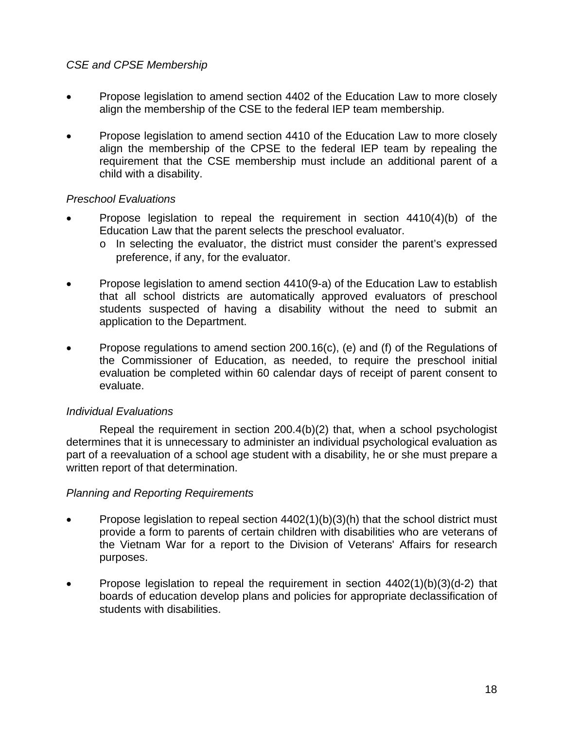*CSE and CPSE Membership*

- Propose legislation to amend section 4402 of the Education Law to more closely align the membership of the CSE to the federal IEP team membership.

- Propose legislation to amend section 4410 of the Education Law to more closely align the membership of the CPSE to the federal IEP team by repealing the requirement that the CSE membership must include an additional parent of a child with a disability.

*Preschool Evaluations*

- Propose legislation to repeal the requirement in section 4410(4)(b) of the Education Law that the parent selects the preschool evaluator.
    - In selecting the evaluator, the district must consider the parent's expressed preference, if any, for the evaluator.

- Propose legislation to amend section 4410(9-a) of the Education Law to establish that all school districts are automatically approved evaluators of preschool students suspected of having a disability without the need to submit an application to the Department.

- Propose regulations to amend section 200.16(c), (e) and (f) of the Regulations of the Commissioner of Education, as needed, to require the preschool initial evaluation be completed within 60 calendar days of receipt of parent consent to evaluate.

*Individual Evaluations*

Repeal the requirement in section 200.4(b)(2) that, when a school psychologist determines that it is unnecessary to administer an individual psychological evaluation as part of a reevaluation of a school age student with a disability, he or she must prepare a written report of that determination.

*Planning and Reporting Requirements*

- Propose legislation to repeal section 4402(1)(b)(3)(h) that the school district must provide a form to parents of certain children with disabilities who are veterans of the Vietnam War for a report to the Division of Veterans' Affairs for research purposes.

- Propose legislation to repeal the requirement in section 4402(1)(b)(3)(d-2) that boards of education develop plans and policies for appropriate declassification of students with disabilities.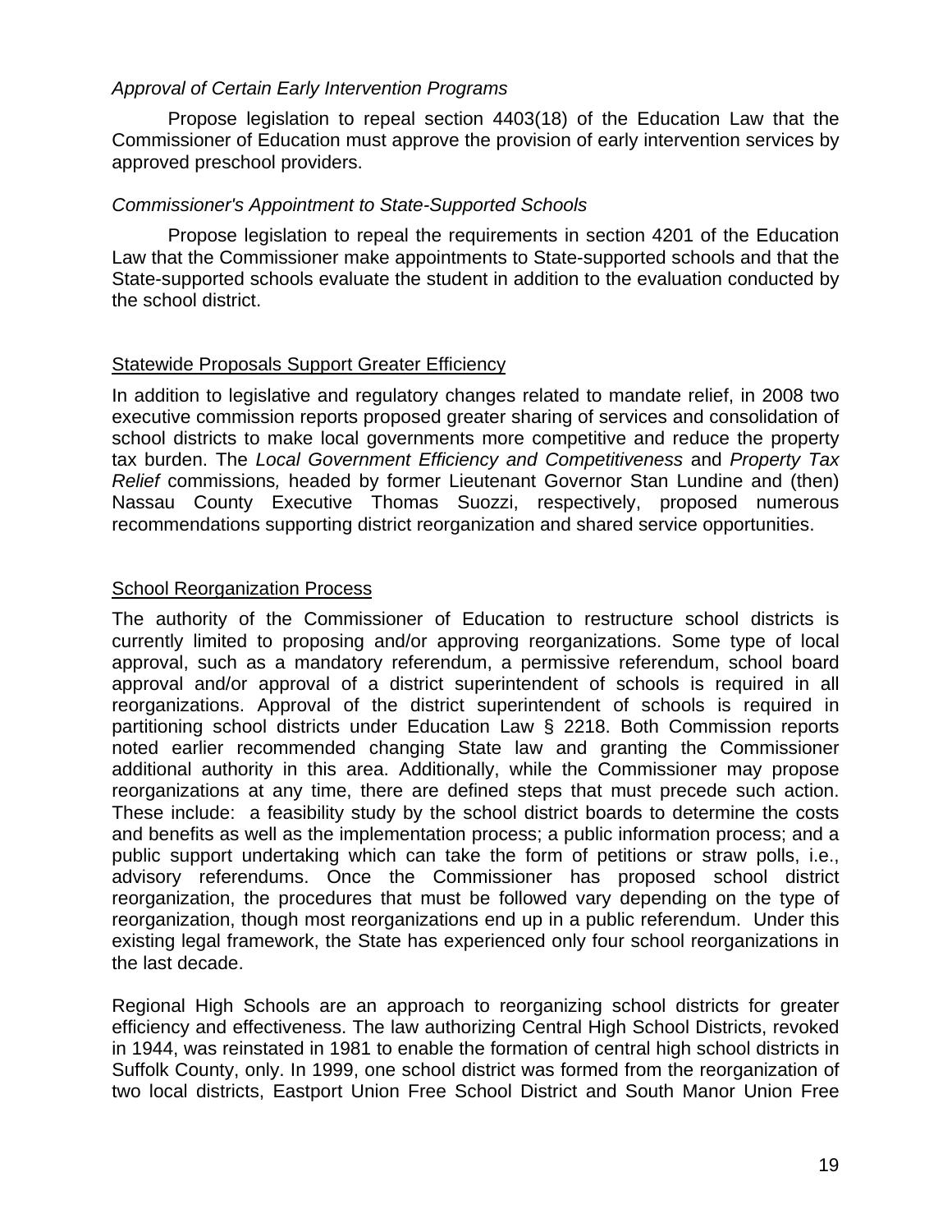*Approval of Certain Early Intervention Programs*

Propose legislation to repeal section 4403(18) of the Education Law that the Commissioner of Education must approve the provision of early intervention services by approved preschool providers.

*Commissioner's Appointment to State-Supported Schools*

Propose legislation to repeal the requirements in section 4201 of the Education Law that the Commissioner make appointments to State-supported schools and that the State-supported schools evaluate the student in addition to the evaluation conducted by the school district.

<u>Statewide Proposals Support Greater Efficiency</u>

In addition to legislative and regulatory changes related to mandate relief, in 2008 two executive commission reports proposed greater sharing of services and consolidation of school districts to make local governments more competitive and reduce the property tax burden. The *Local Government Efficiency and Competitiveness* and *Property Tax Relief* commissions*,* headed by former Lieutenant Governor Stan Lundine and (then) Nassau County Executive Thomas Suozzi, respectively, proposed numerous recommendations supporting district reorganization and shared service opportunities.

<u>School Reorganization Process</u>

The authority of the Commissioner of Education to restructure school districts is currently limited to proposing and/or approving reorganizations. Some type of local approval, such as a mandatory referendum, a permissive referendum, school board approval and/or approval of a district superintendent of schools is required in all reorganizations. Approval of the district superintendent of schools is required in partitioning school districts under Education Law § 2218. Both Commission reports noted earlier recommended changing State law and granting the Commissioner additional authority in this area. Additionally, while the Commissioner may propose reorganizations at any time, there are defined steps that must precede such action. These include: a feasibility study by the school district boards to determine the costs and benefits as well as the implementation process; a public information process; and a public support undertaking which can take the form of petitions or straw polls, i.e., advisory referendums. Once the Commissioner has proposed school district reorganization, the procedures that must be followed vary depending on the type of reorganization, though most reorganizations end up in a public referendum. Under this existing legal framework, the State has experienced only four school reorganizations in the last decade.

Regional High Schools are an approach to reorganizing school districts for greater efficiency and effectiveness. The law authorizing Central High School Districts, revoked in 1944, was reinstated in 1981 to enable the formation of central high school districts in Suffolk County, only. In 1999, one school district was formed from the reorganization of two local districts, Eastport Union Free School District and South Manor Union Free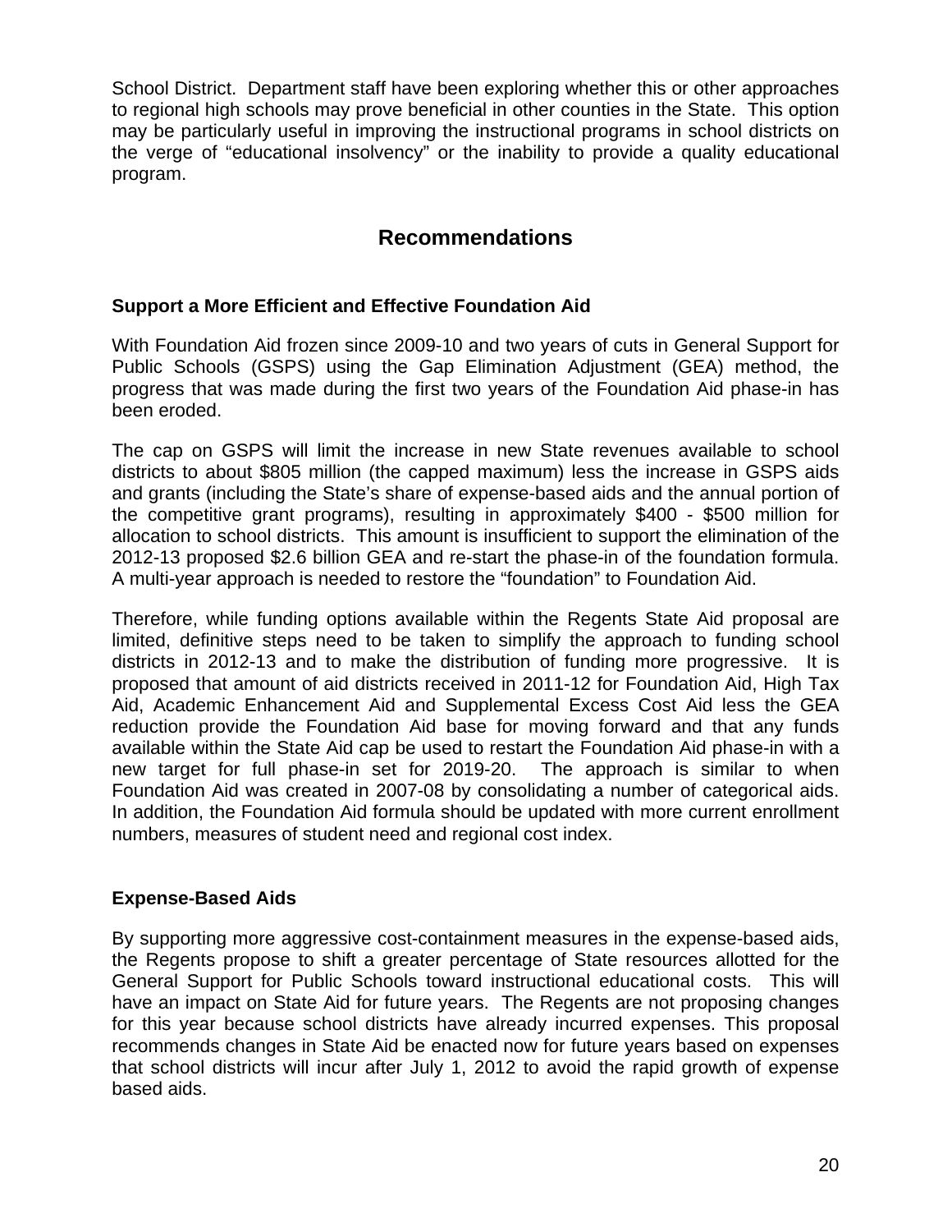School District. Department staff have been exploring whether this or other approaches to regional high schools may prove beneficial in other counties in the State. This option may be particularly useful in improving the instructional programs in school districts on the verge of "educational insolvency" or the inability to provide a quality educational program.

## Recommendations

### Support a More Efficient and Effective Foundation Aid

With Foundation Aid frozen since 2009-10 and two years of cuts in General Support for Public Schools (GSPS) using the Gap Elimination Adjustment (GEA) method, the progress that was made during the first two years of the Foundation Aid phase-in has been eroded.

The cap on GSPS will limit the increase in new State revenues available to school districts to about $805 million (the capped maximum) less the increase in GSPS aids and grants (including the State's share of expense-based aids and the annual portion of the competitive grant programs), resulting in approximately $400 - $500 million for allocation to school districts. This amount is insufficient to support the elimination of the 2012-13 proposed $2.6 billion GEA and re-start the phase-in of the foundation formula. A multi-year approach is needed to restore the "foundation" to Foundation Aid.

Therefore, while funding options available within the Regents State Aid proposal are limited, definitive steps need to be taken to simplify the approach to funding school districts in 2012-13 and to make the distribution of funding more progressive. It is proposed that amount of aid districts received in 2011-12 for Foundation Aid, High Tax Aid, Academic Enhancement Aid and Supplemental Excess Cost Aid less the GEA reduction provide the Foundation Aid base for moving forward and that any funds available within the State Aid cap be used to restart the Foundation Aid phase-in with a new target for full phase-in set for 2019-20. The approach is similar to when Foundation Aid was created in 2007-08 by consolidating a number of categorical aids. In addition, the Foundation Aid formula should be updated with more current enrollment numbers, measures of student need and regional cost index.

### Expense-Based Aids

By supporting more aggressive cost-containment measures in the expense-based aids, the Regents propose to shift a greater percentage of State resources allotted for the General Support for Public Schools toward instructional educational costs. This will have an impact on State Aid for future years. The Regents are not proposing changes for this year because school districts have already incurred expenses. This proposal recommends changes in State Aid be enacted now for future years based on expenses that school districts will incur after July 1, 2012 to avoid the rapid growth of expense based aids.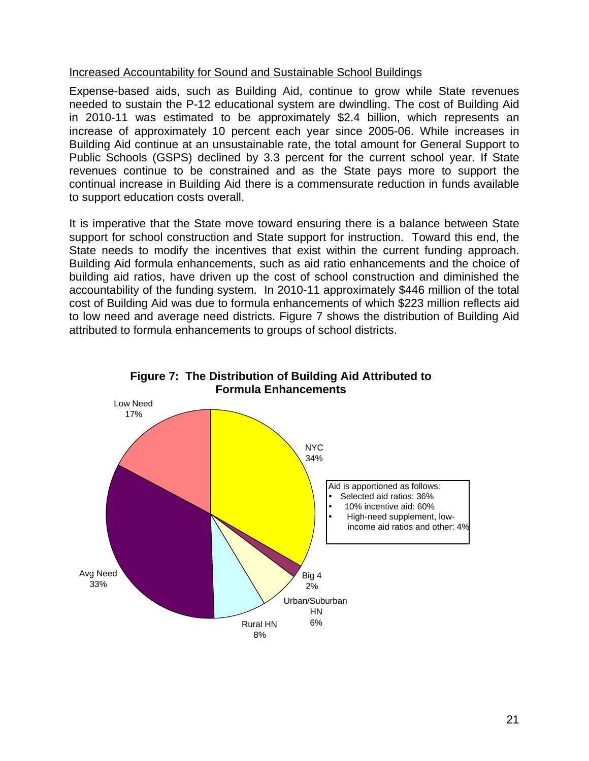Increased Accountability for Sound and Sustainable School Buildings

Expense-based aids, such as Building Aid, continue to grow while State revenues needed to sustain the P-12 educational system are dwindling. The cost of Building Aid in 2010-11 was estimated to be approximately $2.4 billion, which represents an increase of approximately 10 percent each year since 2005-06. While increases in Building Aid continue at an unsustainable rate, the total amount for General Support to Public Schools (GSPS) declined by 3.3 percent for the current school year. If State revenues continue to be constrained and as the State pays more to support the continual increase in Building Aid there is a commensurate reduction in funds available to support education costs overall.

It is imperative that the State move toward ensuring there is a balance between State support for school construction and State support for instruction. Toward this end, the State needs to modify the incentives that exist within the current funding approach. Building Aid formula enhancements, such as aid ratio enhancements and the choice of building aid ratios, have driven up the cost of school construction and diminished the accountability of the funding system. In 2010-11 approximately $446 million of the total cost of Building Aid was due to formula enhancements of which $223 million reflects aid to low need and average need districts. Figure 7 shows the distribution of Building Aid attributed to formula enhancements to groups of school districts.

**Figure 7: The Distribution of Building Aid Attributed to Formula Enhancements**

| District Group | Share |
|---|---|
| NYC | 34% |
| Big 4 | 2% |
| Urban/Suburban HN | 6% |
| Rural HN | 8% |
| Avg Need | 33% |
| Low Need | 17% |

Aid is apportioned as follows:

- Selected aid ratios: 36%
- 10% incentive aid: 60%
- High-need supplement, low-income aid ratios and other: 4%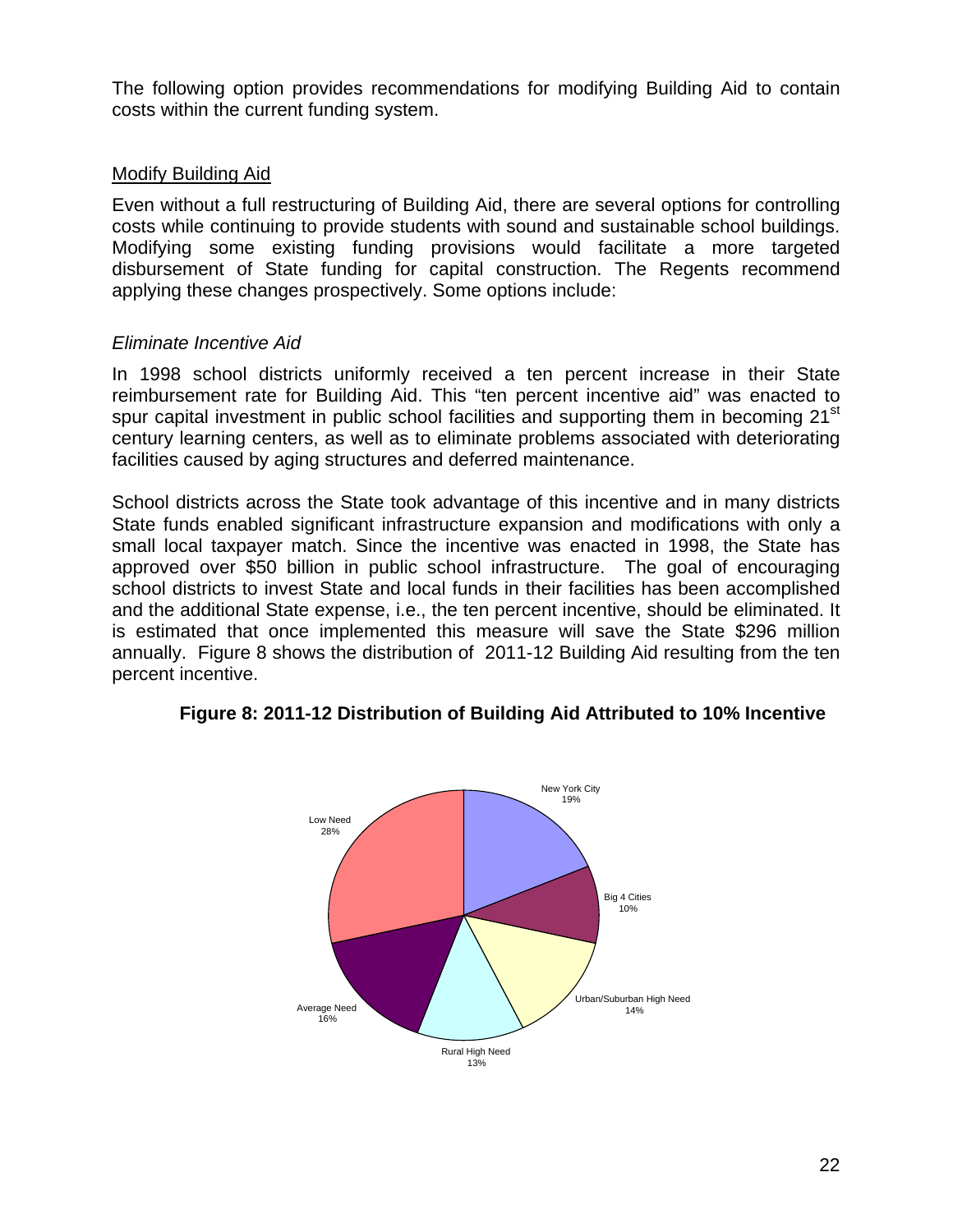The following option provides recommendations for modifying Building Aid to contain costs within the current funding system.

## Modify Building Aid

Even without a full restructuring of Building Aid, there are several options for controlling costs while continuing to provide students with sound and sustainable school buildings. Modifying some existing funding provisions would facilitate a more targeted disbursement of State funding for capital construction. The Regents recommend applying these changes prospectively. Some options include:

### *Eliminate Incentive Aid*

In 1998 school districts uniformly received a ten percent increase in their State reimbursement rate for Building Aid. This "ten percent incentive aid" was enacted to spur capital investment in public school facilities and supporting them in becoming 21$^{st}$ century learning centers, as well as to eliminate problems associated with deteriorating facilities caused by aging structures and deferred maintenance.

School districts across the State took advantage of this incentive and in many districts State funds enabled significant infrastructure expansion and modifications with only a small local taxpayer match. Since the incentive was enacted in 1998, the State has approved over $50 billion in public school infrastructure. The goal of encouraging school districts to invest State and local funds in their facilities has been accomplished and the additional State expense, i.e., the ten percent incentive, should be eliminated. It is estimated that once implemented this measure will save the State $296 million annually. Figure 8 shows the distribution of 2011-12 Building Aid resulting from the ten percent incentive.

**Figure 8: 2011-12 Distribution of Building Aid Attributed to 10% Incentive**

| Category | Share |
|---|---|
| New York City | 19% |
| Big 4 Cities | 10% |
| Urban/Suburban High Need | 14% |
| Rural High Need | 13% |
| Average Need | 16% |
| Low Need | 28% |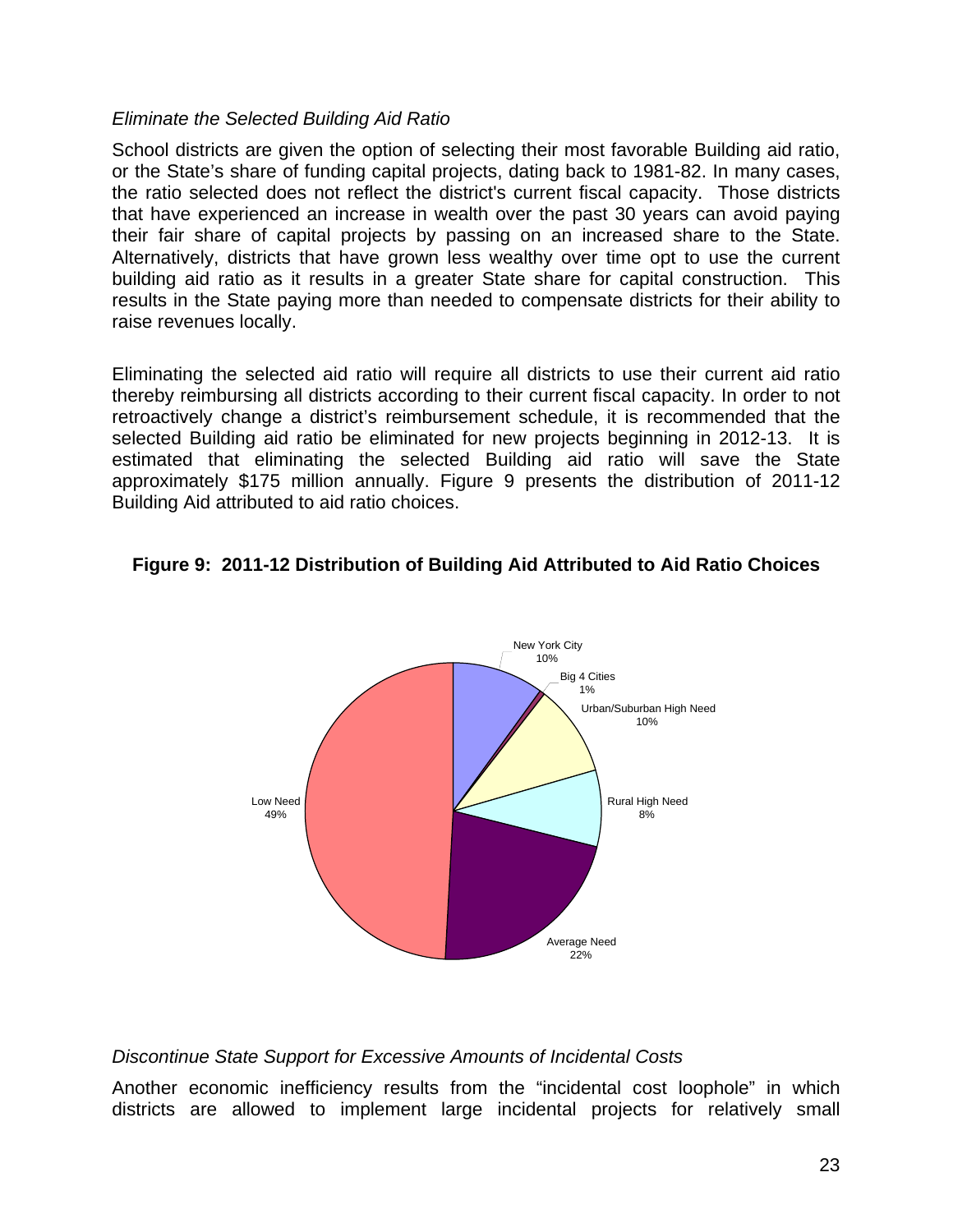*Eliminate the Selected Building Aid Ratio*

School districts are given the option of selecting their most favorable Building aid ratio, or the State's share of funding capital projects, dating back to 1981-82. In many cases, the ratio selected does not reflect the district's current fiscal capacity. Those districts that have experienced an increase in wealth over the past 30 years can avoid paying their fair share of capital projects by passing on an increased share to the State. Alternatively, districts that have grown less wealthy over time opt to use the current building aid ratio as it results in a greater State share for capital construction. This results in the State paying more than needed to compensate districts for their ability to raise revenues locally.

Eliminating the selected aid ratio will require all districts to use their current aid ratio thereby reimbursing all districts according to their current fiscal capacity. In order to not retroactively change a district's reimbursement schedule, it is recommended that the selected Building aid ratio be eliminated for new projects beginning in 2012-13. It is estimated that eliminating the selected Building aid ratio will save the State approximately $175 million annually. Figure 9 presents the distribution of 2011-12 Building Aid attributed to aid ratio choices.

**Figure 9: 2011-12 Distribution of Building Aid Attributed to Aid Ratio Choices**

| Category | Share |
|---|---|
| New York City | 10% |
| Big 4 Cities | 1% |
| Urban/Suburban High Need | 10% |
| Rural High Need | 8% |
| Average Need | 22% |
| Low Need | 49% |

*Discontinue State Support for Excessive Amounts of Incidental Costs*

Another economic inefficiency results from the "incidental cost loophole" in which districts are allowed to implement large incidental projects for relatively small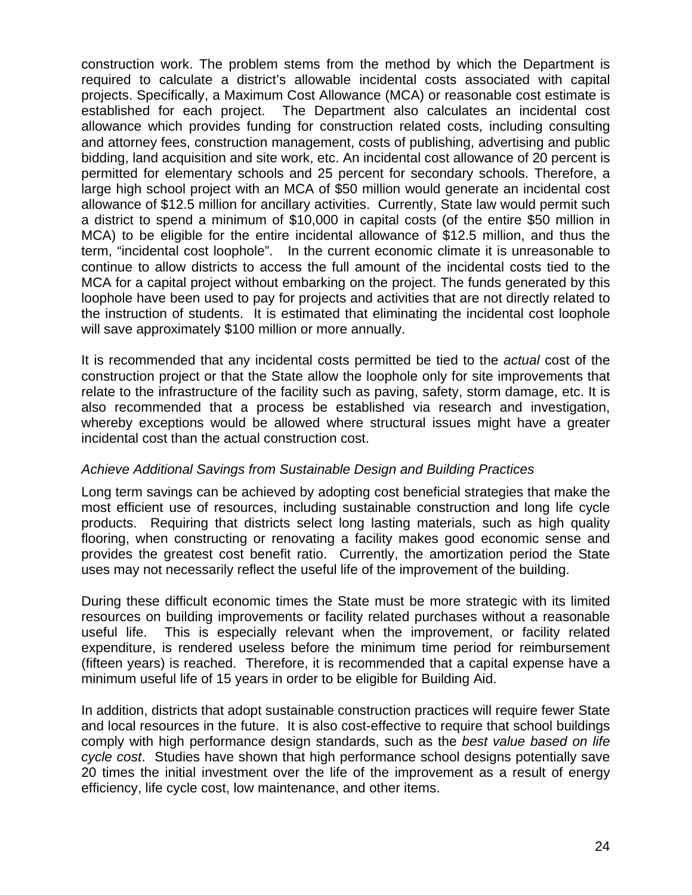construction work. The problem stems from the method by which the Department is required to calculate a district's allowable incidental costs associated with capital projects. Specifically, a Maximum Cost Allowance (MCA) or reasonable cost estimate is established for each project. The Department also calculates an incidental cost allowance which provides funding for construction related costs, including consulting and attorney fees, construction management, costs of publishing, advertising and public bidding, land acquisition and site work, etc. An incidental cost allowance of 20 percent is permitted for elementary schools and 25 percent for secondary schools. Therefore, a large high school project with an MCA of $50 million would generate an incidental cost allowance of $12.5 million for ancillary activities. Currently, State law would permit such a district to spend a minimum of $10,000 in capital costs (of the entire $50 million in MCA) to be eligible for the entire incidental allowance of $12.5 million, and thus the term, "incidental cost loophole". In the current economic climate it is unreasonable to continue to allow districts to access the full amount of the incidental costs tied to the MCA for a capital project without embarking on the project. The funds generated by this loophole have been used to pay for projects and activities that are not directly related to the instruction of students. It is estimated that eliminating the incidental cost loophole will save approximately $100 million or more annually.

It is recommended that any incidental costs permitted be tied to the *actual* cost of the construction project or that the State allow the loophole only for site improvements that relate to the infrastructure of the facility such as paving, safety, storm damage, etc. It is also recommended that a process be established via research and investigation, whereby exceptions would be allowed where structural issues might have a greater incidental cost than the actual construction cost.

*Achieve Additional Savings from Sustainable Design and Building Practices*

Long term savings can be achieved by adopting cost beneficial strategies that make the most efficient use of resources, including sustainable construction and long life cycle products. Requiring that districts select long lasting materials, such as high quality flooring, when constructing or renovating a facility makes good economic sense and provides the greatest cost benefit ratio. Currently, the amortization period the State uses may not necessarily reflect the useful life of the improvement of the building.

During these difficult economic times the State must be more strategic with its limited resources on building improvements or facility related purchases without a reasonable useful life. This is especially relevant when the improvement, or facility related expenditure, is rendered useless before the minimum time period for reimbursement (fifteen years) is reached. Therefore, it is recommended that a capital expense have a minimum useful life of 15 years in order to be eligible for Building Aid.

In addition, districts that adopt sustainable construction practices will require fewer State and local resources in the future. It is also cost-effective to require that school buildings comply with high performance design standards, such as the *best value based on life cycle cost*. Studies have shown that high performance school designs potentially save 20 times the initial investment over the life of the improvement as a result of energy efficiency, life cycle cost, low maintenance, and other items.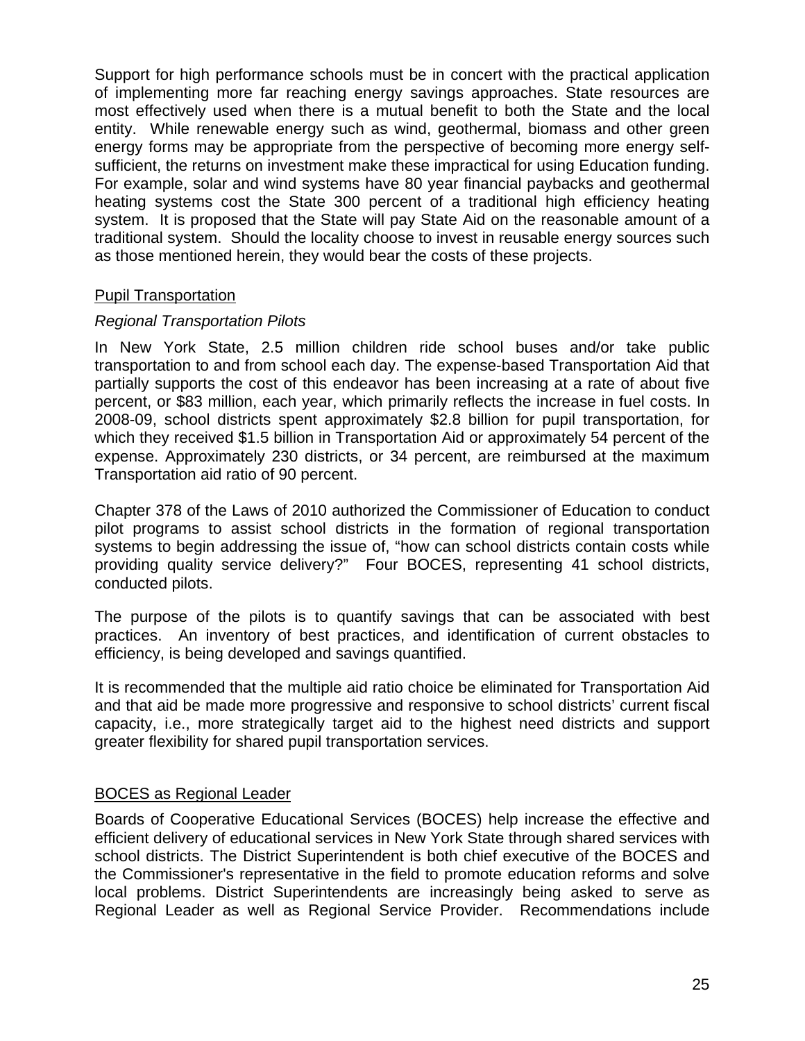Support for high performance schools must be in concert with the practical application of implementing more far reaching energy savings approaches. State resources are most effectively used when there is a mutual benefit to both the State and the local entity. While renewable energy such as wind, geothermal, biomass and other green energy forms may be appropriate from the perspective of becoming more energy self-sufficient, the returns on investment make these impractical for using Education funding. For example, solar and wind systems have 80 year financial paybacks and geothermal heating systems cost the State 300 percent of a traditional high efficiency heating system. It is proposed that the State will pay State Aid on the reasonable amount of a traditional system. Should the locality choose to invest in reusable energy sources such as those mentioned herein, they would bear the costs of these projects.

## Pupil Transportation

### *Regional Transportation Pilots*

In New York State, 2.5 million children ride school buses and/or take public transportation to and from school each day. The expense-based Transportation Aid that partially supports the cost of this endeavor has been increasing at a rate of about five percent, or $83 million, each year, which primarily reflects the increase in fuel costs. In 2008-09, school districts spent approximately $2.8 billion for pupil transportation, for which they received $1.5 billion in Transportation Aid or approximately 54 percent of the expense. Approximately 230 districts, or 34 percent, are reimbursed at the maximum Transportation aid ratio of 90 percent.

Chapter 378 of the Laws of 2010 authorized the Commissioner of Education to conduct pilot programs to assist school districts in the formation of regional transportation systems to begin addressing the issue of, "how can school districts contain costs while providing quality service delivery?" Four BOCES, representing 41 school districts, conducted pilots.

The purpose of the pilots is to quantify savings that can be associated with best practices. An inventory of best practices, and identification of current obstacles to efficiency, is being developed and savings quantified.

It is recommended that the multiple aid ratio choice be eliminated for Transportation Aid and that aid be made more progressive and responsive to school districts' current fiscal capacity, i.e., more strategically target aid to the highest need districts and support greater flexibility for shared pupil transportation services.

## BOCES as Regional Leader

Boards of Cooperative Educational Services (BOCES) help increase the effective and efficient delivery of educational services in New York State through shared services with school districts. The District Superintendent is both chief executive of the BOCES and the Commissioner's representative in the field to promote education reforms and solve local problems. District Superintendents are increasingly being asked to serve as Regional Leader as well as Regional Service Provider. Recommendations include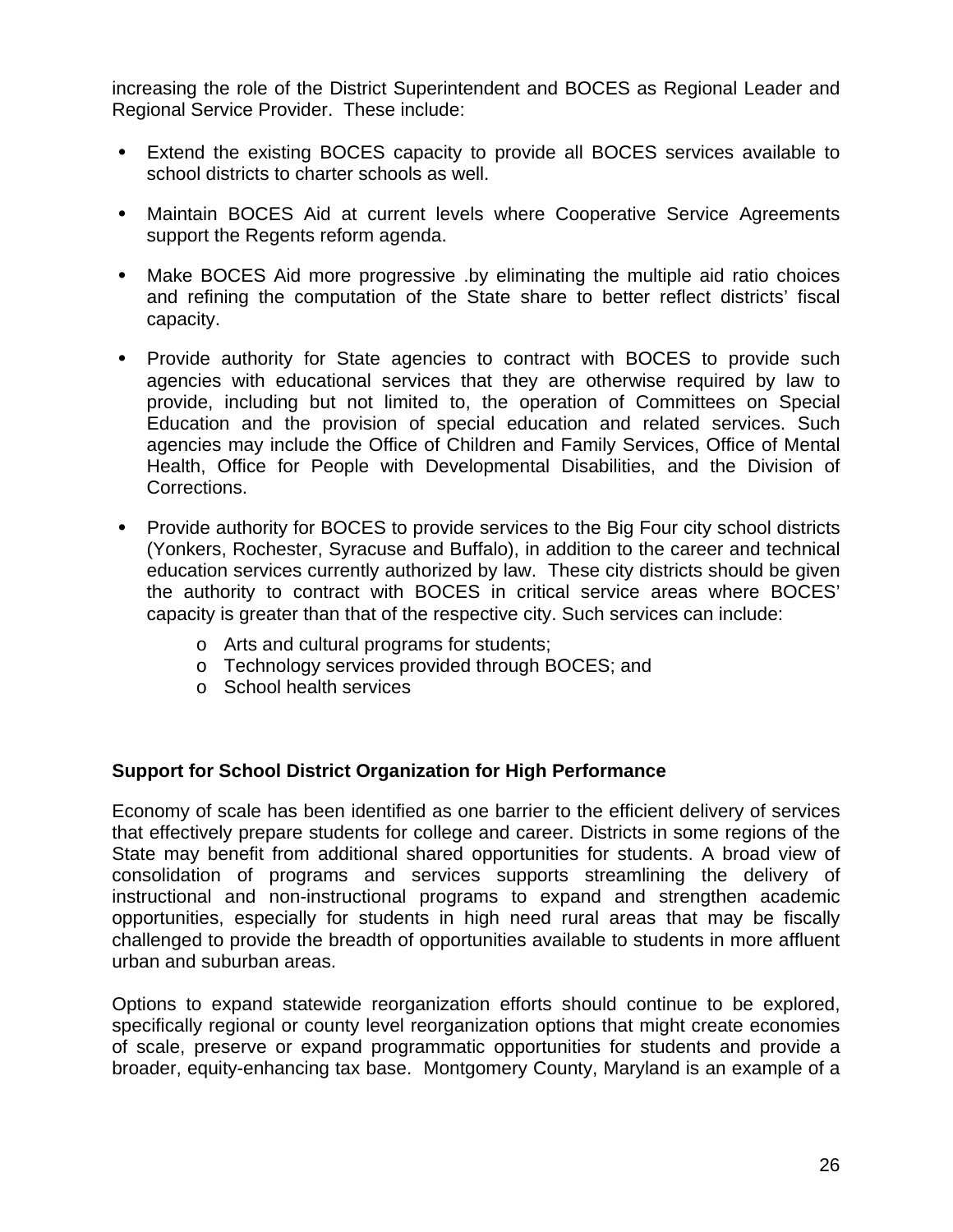increasing the role of the District Superintendent and BOCES as Regional Leader and Regional Service Provider. These include:

- Extend the existing BOCES capacity to provide all BOCES services available to school districts to charter schools as well.
- Maintain BOCES Aid at current levels where Cooperative Service Agreements support the Regents reform agenda.
- Make BOCES Aid more progressive .by eliminating the multiple aid ratio choices and refining the computation of the State share to better reflect districts' fiscal capacity.
- Provide authority for State agencies to contract with BOCES to provide such agencies with educational services that they are otherwise required by law to provide, including but not limited to, the operation of Committees on Special Education and the provision of special education and related services. Such agencies may include the Office of Children and Family Services, Office of Mental Health, Office for People with Developmental Disabilities, and the Division of Corrections.
- Provide authority for BOCES to provide services to the Big Four city school districts (Yonkers, Rochester, Syracuse and Buffalo), in addition to the career and technical education services currently authorized by law. These city districts should be given the authority to contract with BOCES in critical service areas where BOCES' capacity is greater than that of the respective city. Such services can include:
  - Arts and cultural programs for students;
  - Technology services provided through BOCES; and
  - School health services

**Support for School District Organization for High Performance**

Economy of scale has been identified as one barrier to the efficient delivery of services that effectively prepare students for college and career. Districts in some regions of the State may benefit from additional shared opportunities for students. A broad view of consolidation of programs and services supports streamlining the delivery of instructional and non-instructional programs to expand and strengthen academic opportunities, especially for students in high need rural areas that may be fiscally challenged to provide the breadth of opportunities available to students in more affluent urban and suburban areas.

Options to expand statewide reorganization efforts should continue to be explored, specifically regional or county level reorganization options that might create economies of scale, preserve or expand programmatic opportunities for students and provide a broader, equity-enhancing tax base. Montgomery County, Maryland is an example of a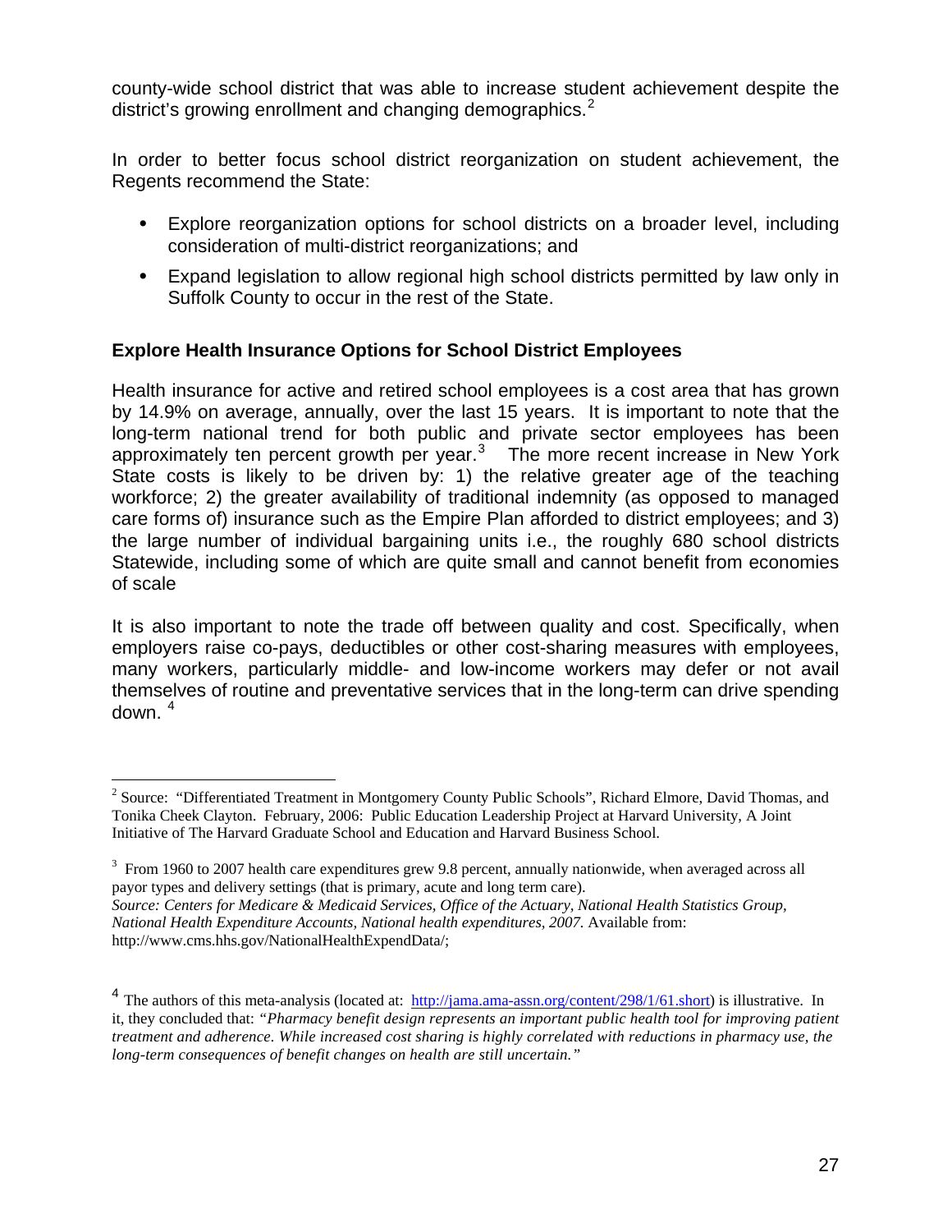county-wide school district that was able to increase student achievement despite the district's growing enrollment and changing demographics.[2]

In order to better focus school district reorganization on student achievement, the Regents recommend the State:

- Explore reorganization options for school districts on a broader level, including consideration of multi-district reorganizations; and
- Expand legislation to allow regional high school districts permitted by law only in Suffolk County to occur in the rest of the State.

**Explore Health Insurance Options for School District Employees**

Health insurance for active and retired school employees is a cost area that has grown by 14.9% on average, annually, over the last 15 years. It is important to note that the long-term national trend for both public and private sector employees has been approximately ten percent growth per year.[3] The more recent increase in New York State costs is likely to be driven by: 1) the relative greater age of the teaching workforce; 2) the greater availability of traditional indemnity (as opposed to managed care forms of) insurance such as the Empire Plan afforded to district employees; and 3) the large number of individual bargaining units i.e., the roughly 680 school districts Statewide, including some of which are quite small and cannot benefit from economies of scale

It is also important to note the trade off between quality and cost. Specifically, when employers raise co-pays, deductibles or other cost-sharing measures with employees, many workers, particularly middle- and low-income workers may defer or not avail themselves of routine and preventative services that in the long-term can drive spending down. [4]

---

[2] Source: "Differentiated Treatment in Montgomery County Public Schools", Richard Elmore, David Thomas, and Tonika Cheek Clayton. February, 2006: Public Education Leadership Project at Harvard University, A Joint Initiative of The Harvard Graduate School and Education and Harvard Business School.

[3] From 1960 to 2007 health care expenditures grew 9.8 percent, annually nationwide, when averaged across all payor types and delivery settings (that is primary, acute and long term care).
*Source: Centers for Medicare & Medicaid Services, Office of the Actuary, National Health Statistics Group, National Health Expenditure Accounts, National health expenditures, 2007.* Available from: http://www.cms.hhs.gov/NationalHealthExpendData/;

[4] The authors of this meta-analysis (located at: http://jama.ama-assn.org/content/298/1/61.short) is illustrative. In it, they concluded that: *"Pharmacy benefit design represents an important public health tool for improving patient treatment and adherence. While increased cost sharing is highly correlated with reductions in pharmacy use, the long-term consequences of benefit changes on health are still uncertain."*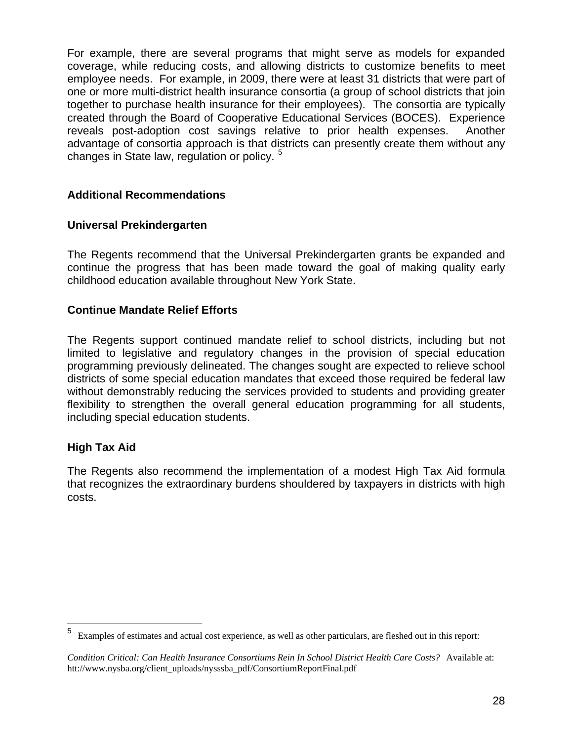For example, there are several programs that might serve as models for expanded coverage, while reducing costs, and allowing districts to customize benefits to meet employee needs. For example, in 2009, there were at least 31 districts that were part of one or more multi-district health insurance consortia (a group of school districts that join together to purchase health insurance for their employees). The consortia are typically created through the Board of Cooperative Educational Services (BOCES). Experience reveals post-adoption cost savings relative to prior health expenses. Another advantage of consortia approach is that districts can presently create them without any changes in State law, regulation or policy. [5]

## Additional Recommendations

### Universal Prekindergarten

The Regents recommend that the Universal Prekindergarten grants be expanded and continue the progress that has been made toward the goal of making quality early childhood education available throughout New York State.

### Continue Mandate Relief Efforts

The Regents support continued mandate relief to school districts, including but not limited to legislative and regulatory changes in the provision of special education programming previously delineated. The changes sought are expected to relieve school districts of some special education mandates that exceed those required be federal law without demonstrably reducing the services provided to students and providing greater flexibility to strengthen the overall general education programming for all students, including special education students.

### High Tax Aid

The Regents also recommend the implementation of a modest High Tax Aid formula that recognizes the extraordinary burdens shouldered by taxpayers in districts with high costs.

---

[5] Examples of estimates and actual cost experience, as well as other particulars, are fleshed out in this report:

*Condition Critical: Can Health Insurance Consortiums Rein In School District Health Care Costs?* Available at: htt://www.nysba.org/client_uploads/nysssba_pdf/ConsortiumReportFinal.pdf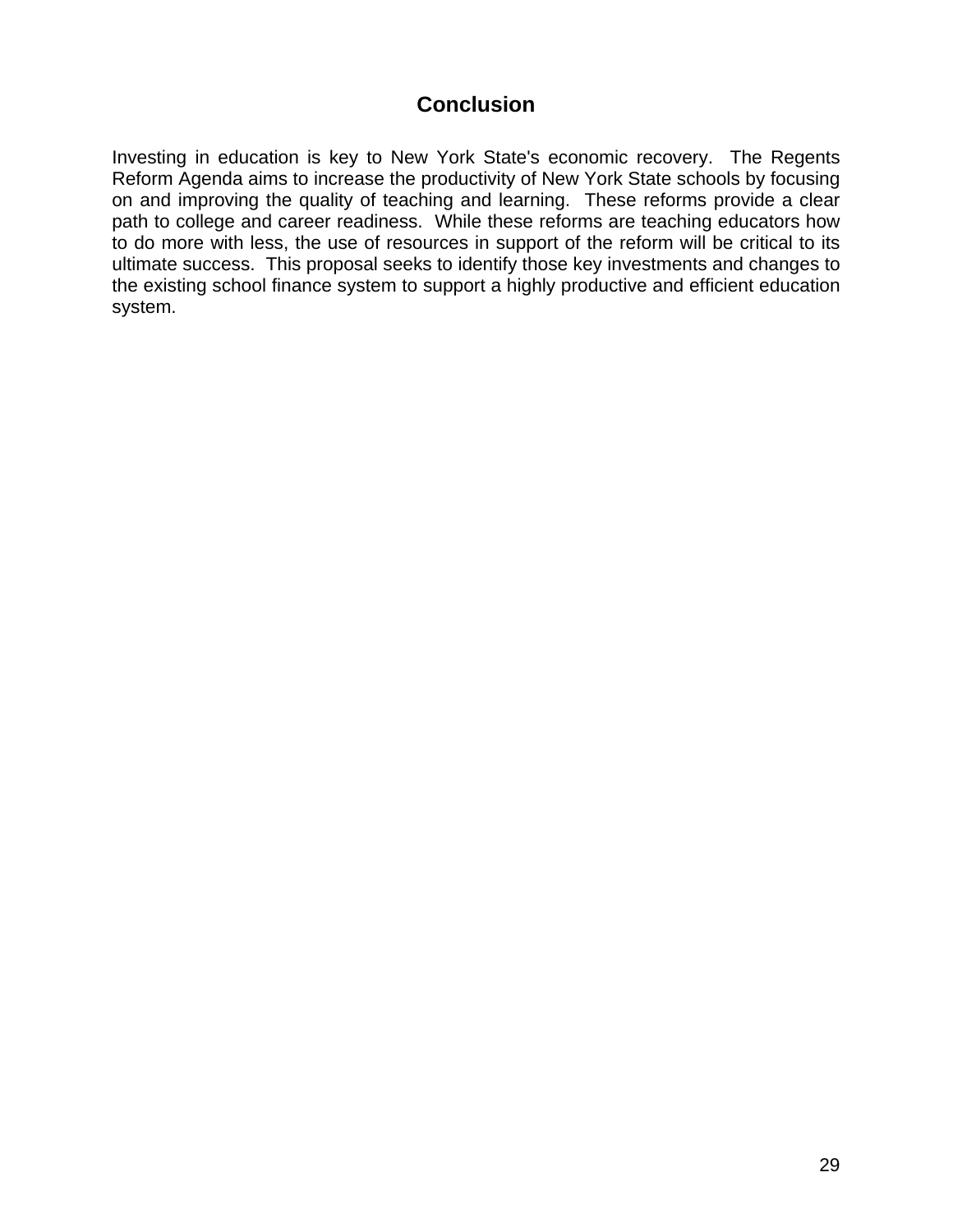## Conclusion

Investing in education is key to New York State's economic recovery. The Regents Reform Agenda aims to increase the productivity of New York State schools by focusing on and improving the quality of teaching and learning. These reforms provide a clear path to college and career readiness. While these reforms are teaching educators how to do more with less, the use of resources in support of the reform will be critical to its ultimate success. This proposal seeks to identify those key investments and changes to the existing school finance system to support a highly productive and efficient education system.